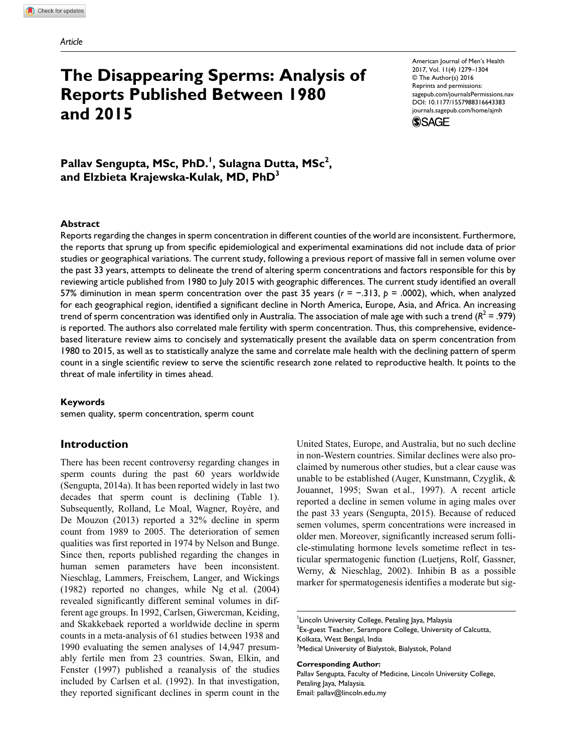*Article*

# The Disappearing Sperms: Analysis of Reports Published Between 1980 and 2015

American Journal of Men's Health
2017, Vol. 11(4) 1279–1304
© The Author(s) 2016
Reprints and permissions:
sagepub.com/journalsPermissions.nav
DOI: 10.1177/1557988316643383
journals.sagepub.com/home/ajmh

**Pallav Sengupta, MSc, PhD.[1], Sulagna Dutta, MSc[2], and Elzbieta Krajewska-Kulak, MD, PhD[3]**

## Abstract

Reports regarding the changes in sperm concentration in different counties of the world are inconsistent. Furthermore, the reports that sprung up from specific epidemiological and experimental examinations did not include data of prior studies or geographical variations. The current study, following a previous report of massive fall in semen volume over the past 33 years, attempts to delineate the trend of altering sperm concentrations and factors responsible for this by reviewing article published from 1980 to July 2015 with geographic differences. The current study identified an overall 57% diminution in mean sperm concentration over the past 35 years ($r = -.313$, $p = .0002$), which, when analyzed for each geographical region, identified a significant decline in North America, Europe, Asia, and Africa. An increasing trend of sperm concentration was identified only in Australia. The association of male age with such a trend ($R^2 = .979$) is reported. The authors also correlated male fertility with sperm concentration. Thus, this comprehensive, evidence-based literature review aims to concisely and systematically present the available data on sperm concentration from 1980 to 2015, as well as to statistically analyze the same and correlate male health with the declining pattern of sperm count in a single scientific review to serve the scientific research zone related to reproductive health. It points to the threat of male infertility in times ahead.

### Keywords

semen quality, sperm concentration, sperm count

## Introduction

There has been recent controversy regarding changes in sperm counts during the past 60 years worldwide (Sengupta, 2014a). It has been reported widely in last two decades that sperm count is declining (Table 1). Subsequently, Rolland, Le Moal, Wagner, Royère, and De Mouzon (2013) reported a 32% decline in sperm count from 1989 to 2005. The deterioration of semen qualities was first reported in 1974 by Nelson and Bunge. Since then, reports published regarding the changes in human semen parameters have been inconsistent. Nieschlag, Lammers, Freischem, Langer, and Wickings (1982) reported no changes, while Ng et al. (2004) revealed significantly different seminal volumes in different age groups. In 1992, Carlsen, Giwercman, Keiding, and Skakkebaek reported a worldwide decline in sperm counts in a meta-analysis of 61 studies between 1938 and 1990 evaluating the semen analyses of 14,947 presumably fertile men from 23 countries. Swan, Elkin, and Fenster (1997) published a reanalysis of the studies included by Carlsen et al. (1992). In that investigation, they reported significant declines in sperm count in the United States, Europe, and Australia, but no such decline in non-Western countries. Similar declines were also proclaimed by numerous other studies, but a clear cause was unable to be established (Auger, Kunstmann, Czyglik, & Jouannet, 1995; Swan et al., 1997). A recent article reported a decline in semen volume in aging males over the past 33 years (Sengupta, 2015). Because of reduced semen volumes, sperm concentrations were increased in older men. Moreover, significantly increased serum follicle-stimulating hormone levels sometime reflect in testicular spermatogenic function (Luetjens, Rolf, Gassner, Werny, & Nieschlag, 2002). Inhibin B as a possible marker for spermatogenesis identifies a moderate but sig-

[1]Lincoln University College, Petaling Jaya, Malaysia
[2]Ex-guest Teacher, Serampore College, University of Calcutta, Kolkata, West Bengal, India
[3]Medical University of Bialystok, Bialystok, Poland

**Corresponding Author:**
Pallav Sengupta, Faculty of Medicine, Lincoln University College, Petaling Jaya, Malaysia.
Email: pallav@lincoln.edu.my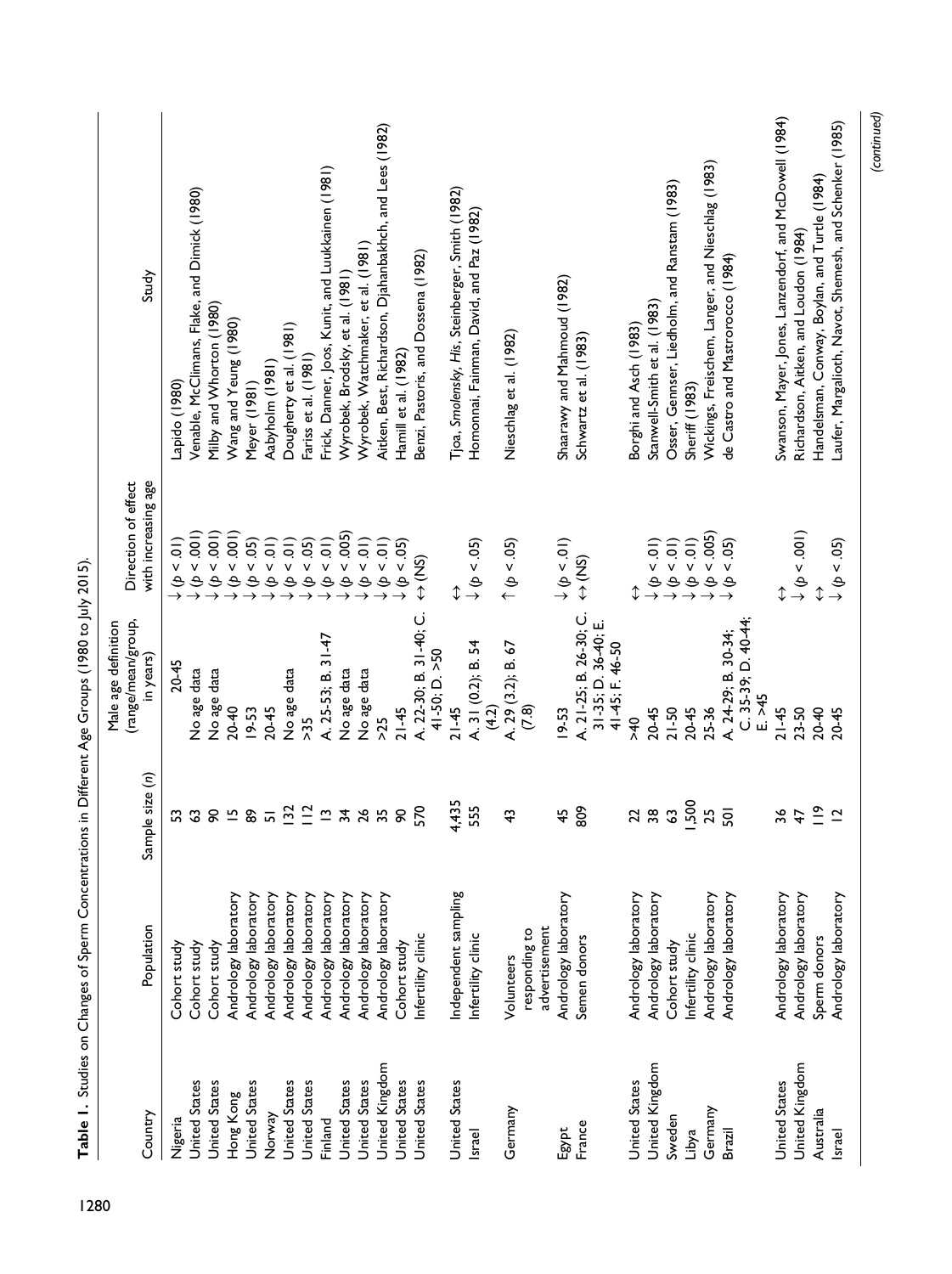**Table 1.** Studies on Changes of Sperm Concentrations in Different Age Groups (1980 to July 2015).

| Country | Population | Sample size (n) | Male age definition (range/mean/group, in years) | Direction of effect with increasing age | Study |
|---|---|---|---|---|---|
| Nigeria | Cohort study | 53 | 20-45 | ↓ ($p < .01$) | Lapido (1980) |
| United States | Cohort study | 63 | No age data | ↓ ($p < .001$) | Venable, McClimans, Flake, and Dimick (1980) |
| United States | Cohort study | 90 | No age data | ↓ ($p < .001$) | Milby and Whorton (1980) |
| Hong Kong | Andrology laboratory | 15 | 20-40 | ↓ ($p < .001$) | Wang and Yeung (1980) |
| United States | Andrology laboratory | 89 | 19-53 | ↓ ($p < .05$) | Meyer (1981) |
| Norway | Andrology laboratory | 51 | 20-45 | ↓ ($p < .01$) | Aabyholm (1981) |
| United States | Andrology laboratory | 132 | No age data | ↓ ($p < .01$) | Dougherty et al. (1981) |
| United States | Andrology laboratory | 112 | >35 | ↓ ($p < .05$) | Fariss et al. (1981) |
| Finland | Andrology laboratory | 13 | A. 25-53; B. 31-47 | ↓ ($p < .01$) | Frick, Danner, Joos, Kunit, and Luukkainen (1981) |
| United States | Andrology laboratory | 34 | No age data | ↓ ($p < .005$) | Wyrobek, Brodsky, et al. (1981) |
| United States | Andrology laboratory | 26 | No age data | ↓ ($p < .01$) | Wyrobek, Watchmaker, et al. (1981) |
| United Kingdom | Andrology laboratory | 35 | >25 | ↓ ($p < .01$) | Aitken, Best, Richardson, Djahanbakhch, and Lees (1982) |
| United States | Cohort study | 90 | 21-45 | ↓ ($p < .05$) | Hamill et al. (1982) |
| United States | Infertility clinic | 570 | A. 22-30; B. 31-40; C. 41-50; D. >50 | ↔ (NS) | Benzi, Pastoris, and Dossena (1982) |
| United States | Independent sampling | 4,435 | 21-45 | ↔ | Tjoa, *Smolensky, His*, Steinberger, Smith (1982) |
| Israel | Infertility clinic | 555 | A. 31 (0.2); B. 54 (4.2) | ↓ ($p < .05$) | Homonnai, Fainman, David, and Paz (1982) |
| Germany | Volunteers responding to advertisement | 43 | A. 29 (3.2); B. 67 (7.8) | ↑ ($p < .05$) | Nieschlag et al. (1982) |
| Egypt | Andrology laboratory | 45 | 19-53 | ↓ ($p < .01$) | Shaarawy and Mahmoud (1982) |
| France | Semen donors | 809 | A. 21-25; B. 26-30; C. 31-35; D. 36-40; E. 41-45; F. 46-50 | ↔ (NS) | Schwartz et al. (1983) |
| United States | Andrology laboratory | 22 | >40 | ↔ | Borghi and Asch (1983) |
| United Kingdom | Andrology laboratory | 38 | 20-45 | ↓ ($p < .01$) | Stanwell-Smith et al. (1983) |
| Sweden | Cohort study | 63 | 21-50 | ↓ ($p < .01$) | Osser, Gennser, Liedholm, and Ranstam (1983) |
| Libya | Infertility clinic | 1,500 | 20-45 | ↓ ($p < .01$) | Sheriff (1983) |
| Germany | Andrology laboratory | 25 | 25-36 | ↓ ($p < .005$) | Wickings, Freischem, Langer, and Nieschlag (1983) |
| Brazil | Andrology laboratory | 501 | A. 24-29; B. 30-34; C. 35-39; D. 40-44; E. >45 | ↓ ($p < .05$) | de Castro and Mastrorocco (1984) |
| United States | Andrology laboratory | 36 | 21-45 | ↔ | Swanson, Mayer, Jones, Lanzendorf, and McDowell (1984) |
| United Kingdom | Andrology laboratory | 47 | 23-50 | ↓ ($p < .001$) | Richardson, Aitken, and Loudon (1984) |
| Australia | Sperm donors | 119 | 20-40 | ↔ | Handelsman, Conway, Boylan, and Turtle (1984) |
| Israel | Andrology laboratory | 12 | 20-45 | ↓ ($p < .05$) | Laufer, Margalioth, Navot, Shemesh, and Schenker (1985) |

*(continued)*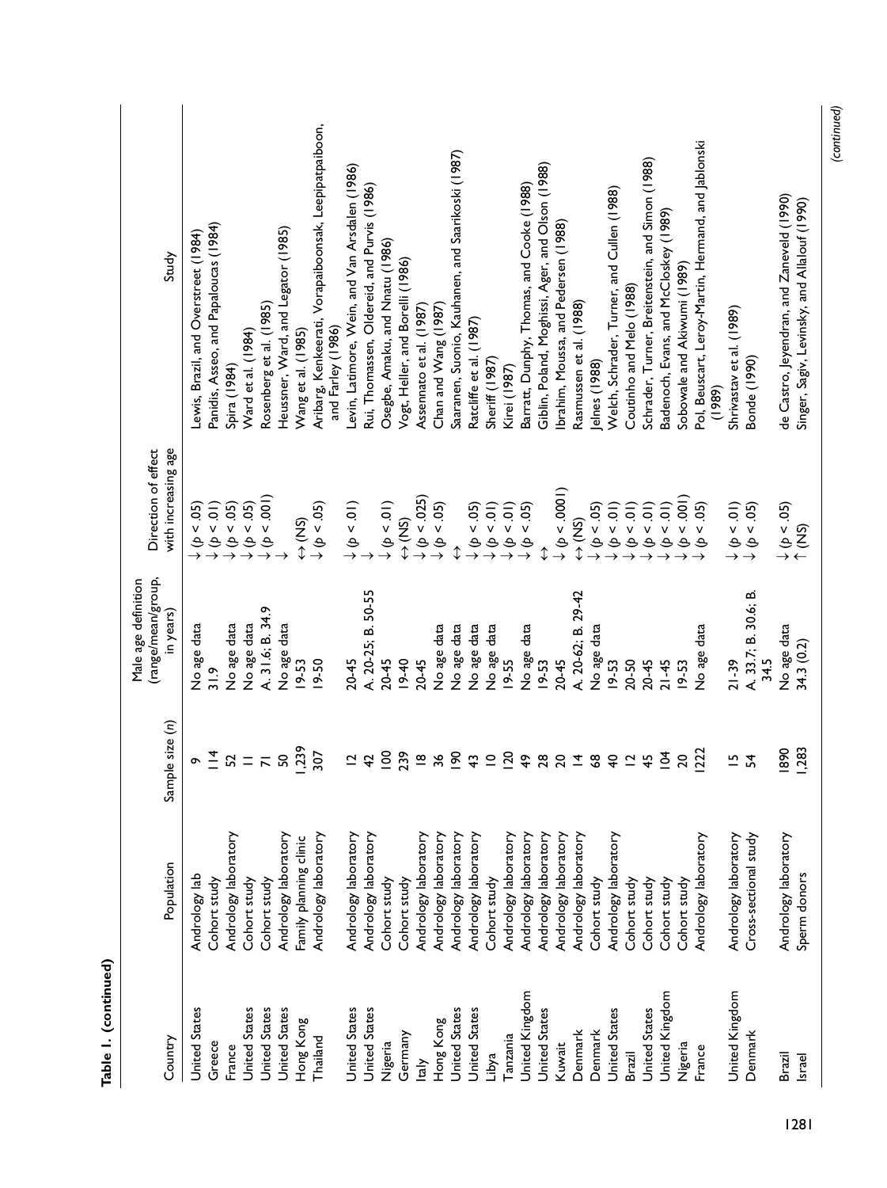**Table 1. (continued)**

| Country | Population | Sample size (n) | Male age definition (range/mean/group, in years) | Direction of effect with increasing age | Study |
|---|---|---|---|---|---|
| United States | Andrology lab | 9 | No age data | ↓ ($p < .05$) | Lewis, Brazil, and Overstreet (1984) |
| Greece | Cohort study | 114 | 31.9 | ↓ ($p < .01$) | Panidis, Asseo, and Papaloucas (1984) |
| France | Andrology laboratory | 52 | No age data | ↓ ($p < .05$) | Spira (1984) |
| United States | Cohort study | 11 | No age data | ↓ ($p < .05$) | Ward et al. (1984) |
| United States | Cohort study | 71 | A. 31.6; B. 34.9 | ↓ ($p < .001$) | Rosenberg et al. (1985) |
| United States | Andrology laboratory | 50 | No age data | ↓ | Heussner, Ward, and Legator (1985) |
| Hong Kong | Family planning clinic | 1,239 | 19-53 | ↔ (NS) | Wang et al. (1985) |
| Thailand | Andrology laboratory | 307 | 19-50 | ↓ ($p < .05$) | Aribarg, Kenkeerati, Vorapaiboonsak, Leepipatpaiboon, and Farley (1986) |
| United States | Andrology laboratory | 12 | 20-45 | ↓ ($p < .01$) | Levin, Latimore, Wein, and Van Arsdalen (1986) |
| United States | Andrology laboratory | 42 | A. 20-25; B. 50-55 | ↓ | Rui, Thomassen, Oldereid, and Purvis (1986) |
| Nigeria | Cohort study | 100 | 20-45 | ↓ ($p < .01$) | Osegbe, Amaku, and Nnatu (1986) |
| Germany | Cohort study | 239 | 19-40 | ↔ (NS) | Vogt, Heller, and Borelli (1986) |
| Italy | Andrology laboratory | 18 | 20-45 | ↓ ($p < .025$) | Assennato et al. (1987) |
| Hong Kong | Andrology laboratory | 36 | No age data | ↓ ($p < .05$) | Chan and Wang (1987) |
| United States | Andrology laboratory | 190 | No age data | ↔ | Saaranen, Suonio, Kauhanen, and Saarikoski (1987) |
| United States | Andrology laboratory | 43 | No age data | ↓ ($p < .05$) | Ratcliffe et al. (1987) |
| Libya | Cohort study | 10 | No age data | ↓ ($p < .01$) | Sheriff (1987) |
| Tanzania | Andrology laboratory | 120 | 19-55 | ↓ ($p < .01$) | Kirei (1987) |
| United Kingdom | Andrology laboratory | 49 | No age data | ↓ ($p < .05$) | Barratt, Dunphy, Thomas, and Cooke (1988) |
| United States | Andrology laboratory | 28 | 19-53 | ↔ | Giblin, Poland, Moghissi, Ager, and Olson (1988) |
| Kuwait | Andrology laboratory | 20 | 20-45 | ↓ ($p < .0001$) | Ibrahim, Moussa, and Pedersen (1988) |
| Denmark | Andrology laboratory | 14 | A. 20-62; B. 29-42 | ↔ (NS) | Rasmussen et al. (1988) |
| Denmark | Cohort study | 68 | No age data | ↓ ($p < .05$) | Jelnes (1988) |
| United States | Andrology laboratory | 40 | 19-53 | ↓ ($p < .01$) | Welch, Schrader, Turner, and Cullen (1988) |
| Brazil | Cohort study | 12 | 20-50 | ↓ ($p < .01$) | Coutinho and Melo (1988) |
| United States | Cohort study | 45 | 20-45 | ↓ ($p < .01$) | Schrader, Turner, Breitenstein, and Simon (1988) |
| United Kingdom | Cohort study | 104 | 21-45 | ↓ ($p < .01$) | Badenoch, Evans, and McCloskey (1989) |
| Nigeria | Cohort study | 20 | 19-53 | ↓ ($p < .001$) | Sobowale and Akiwumi (1989) |
| France | Andrology laboratory | 1222 | No age data | ↓ ($p < .05$) | Pol, Beuscart, Leroy-Martin, Hermand, and Jablonski (1989) |
| United Kingdom | Andrology laboratory | 15 | 21-39 | ↓ ($p < .01$) | Shrivastav et al. (1989) |
| Denmark | Cross-sectional study | 54 | A. 33.7; B. 30.6; B. 34.5 | ↓ ($p < .05$) | Bonde (1990) |
| Brazil | Andrology laboratory | 1890 | No age data | ↓ ($p < .05$) | de Castro, Jeyendran, and Zaneveld (1990) |
| Israel | Sperm donors | 1,283 | 34.3 (0.2) | ↑ (NS) | Singer, Sagiv, Levinsky, and Allalouf (1990) |

*(continued)*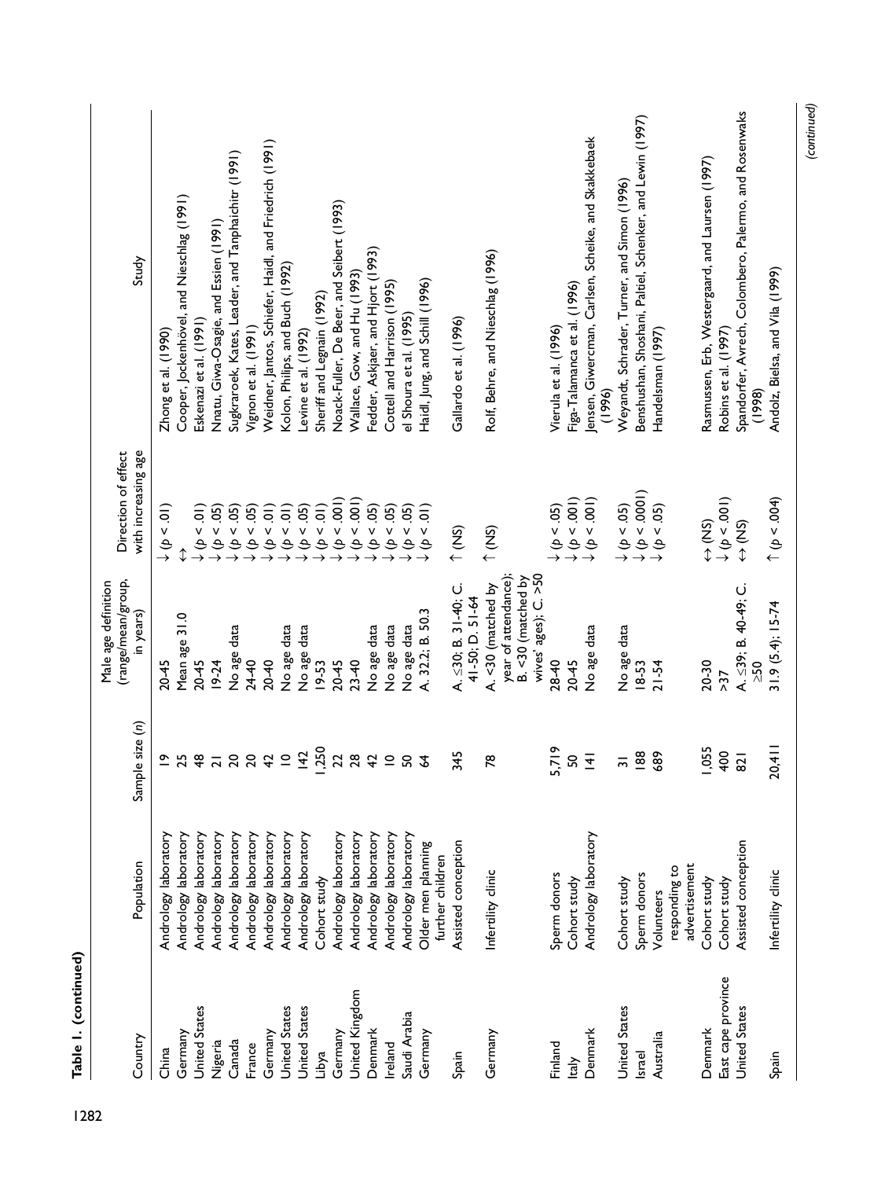**Table 1. (continued)**

| Country | Population | Sample size (n) | Male age definition (range/mean/group, in years) | Direction of effect with increasing age | Study |
|---|---|---|---|---|---|
| China | Andrology laboratory | 19 | 20-45 | ↓ ($p < .01$) | Zhong et al. (1990) |
| Germany | Andrology laboratory | 25 | Mean age 31.0 | ↔ | Cooper, Jockenhövel, and Nieschlag (1991) |
| United States | Andrology laboratory | 48 | 20-45 | ↓ ($p < .01$) | Eskenazi et al. (1991) |
| Nigeria | Andrology laboratory | 21 | 19-24 | ↓ ($p < .05$) | Nnatu, Giwa-Osagie, and Essien (1991) |
| Canada | Andrology laboratory | 20 | No age data | ↓ ($p < .05$) | Sugkraroek, Kates, Leader, and Tanphaichitr (1991) |
| France | Andrology laboratory | 20 | 24-40 | ↓ ($p < .05$) | Vignon et al. (1991) |
| Germany | Andrology laboratory | 42 | 20-40 | ↓ ($p < .01$) | Weidner, Jantos, Schiefer, Haidl, and Friedrich (1991) |
| United States | Andrology laboratory | 10 | No age data | ↓ ($p < .01$) | Kolon, Philips, and Buch (1992) |
| United States | Andrology laboratory | 142 | No age data | ↓ ($p < .05$) | Levine et al. (1992) |
| Libya | Cohort study | 1,250 | 19-53 | ↓ ($p < .01$) | Sheriff and Legnain (1992) |
| Germany | Andrology laboratory | 22 | 20-45 | ↓ ($p < .001$) | Noack-Fuller, De Beer, and Seibert (1993) |
| United Kingdom | Andrology laboratory | 28 | 23-40 | ↓ ($p < .001$) | Wallace, Gow, and Hu (1993) |
| Denmark | Andrology laboratory | 42 | No age data | ↓ ($p < .05$) | Fedder, Askjaer, and Hjort (1993) |
| Ireland | Andrology laboratory | 10 | No age data | ↓ ($p < .05$) | Cottell and Harrison (1995) |
| Saudi Arabia | Andrology laboratory | 50 | No age data | ↓ ($p < .05$) | el Shoura et al. (1995) |
| Germany | Older men planning further children | 64 | A. 32.2; B. 50.3 | ↓ ($p < .01$) | Haidl, Jung, and Schill (1996) |
| Spain | Assisted conception | 345 | A. ≤30; B. 31-40; C. 41-50; D. 51-64 | ↑ (NS) | Gallardo et al. (1996) |
| Germany | Infertility clinic | 78 | A. <30 (matched by year of attendance); B. <30 (matched by wives' ages); C. >50 | ↑ (NS) | Rolf, Behre, and Nieschlag (1996) |
| Finland | Sperm donors | 5,719 | 28-40 | ↓ ($p < .05$) | Vierula et al. (1996) |
| Italy | Cohort study | 50 | 20-45 | ↓ ($p < .001$) | Figa-Talamanca et al. (1996) |
| Denmark | Andrology laboratory | 141 | No age data | ↓ ($p < .001$) | Jensen, Giwercman, Carlsen, Scheike, and Skakkebaek (1996) |
| United States | Cohort study | 31 | No age data | ↓ ($p < .05$) | Weyandt, Schrader, Turner, and Simon (1996) |
| Israel | Sperm donors | 188 | 18-53 | ↓ ($p < .0001$) | Benshushan, Shoshani, Paltiel, Schenker, and Lewin (1997) |
| Australia | Volunteers responding to advertisement | 689 | 21-54 | ↓ ($p < .05$) | Handelsman (1997) |
| Denmark | Cohort study | 1,055 | 20-30 | ↔ (NS) | Rasmussen, Erb, Westergaard, and Laursen (1997) |
| East cape province | Cohort study | 400 | >37 | ↓ ($p < .001$) | Robins et al. (1997) |
| United States | Assisted conception | 821 | A. ≤39; B. 40-49; C. ≥50 | ↔ (NS) | Spandorfer, Avrech, Colombero, Palermo, and Rosenwaks (1998) |
| Spain | Infertility clinic | 20,411 | 31.9 (5.4); 15-74 | ↑ ($p < .004$) | Andolz, Bielsa, and Vila (1999) |

*(continued)*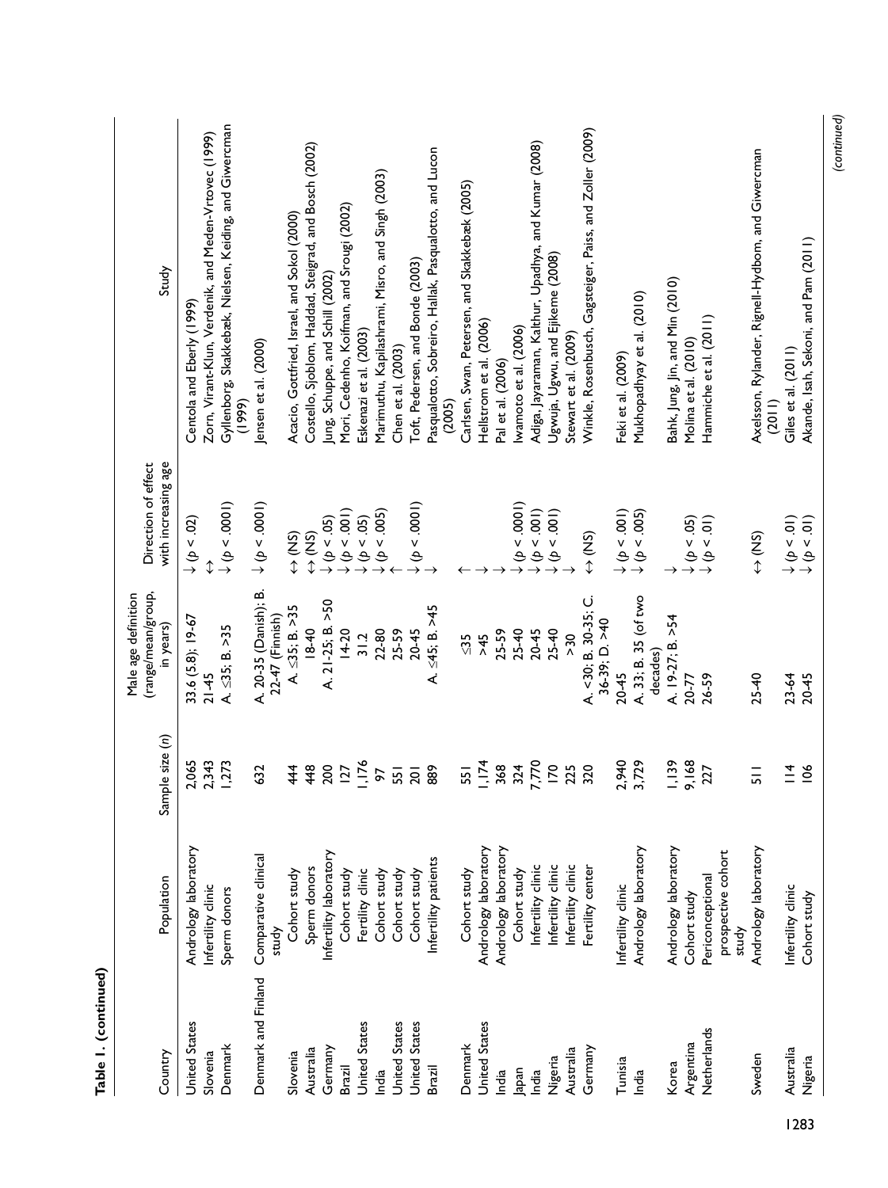**Table 1. (continued)**

| Country | Population | Sample size (n) | Male age definition (range/mean/group, in years) | Direction of effect with increasing age | Study |
|---|---|---|---|---|---|
| United States | Andrology laboratory | 2,065 | 33.6 (5.8); 19-67 | ↓ ($p < .02$) | Centola and Eberly (1999) |
| Slovenia | Infertility clinic | 2,343 | 21-45 | ↔ | Zorn, Virant-Klun, Verdenik, and Meden-Vrtovec (1999) |
| Denmark | Sperm donors | 1,273 | A. ≤35; B. >35 | ↓ ($p < .0001$) | Gyllenborg, Skakkebæk, Nielsen, Keiding, and Giwercman (1999) |
| Denmark and Finland | Comparative clinical study | 632 | A. 20-35 (Danish); B. 22-47 (Finnish) | ↓ ($p < .0001$) | Jensen et al. (2000) |
| Slovenia | Cohort study | 444 | A. ≤35; B. >35 | ↔ (NS) | Acacio, Gottfried, Israel, and Sokol (2000) |
| Australia | Sperm donors | 448 | 18-40 | ↔ (NS) | Costello, Sjoblom, Haddad, Steigrad, and Bosch (2002) |
| Germany | Infertility laboratory | 200 | A. 21-25; B. >50 | ↓ ($p < .05$) | Jung, Schuppe, and Schill (2002) |
| Brazil | Cohort study | 127 | 14-20 | ↓ ($p < .001$) | Mori, Cedenho, Koifman, and Srougi (2002) |
| United States | Fertility clinic | 1,176 | 31.2 | ↓ ($p < .05$) | Eskenazi et al. (2003) |
| India | Cohort study | 97 | 22-80 | ↓ ($p < .005$) | Marimuthu, Kapilashrami, Misro, and Singh (2003) |
| United States | Cohort study | 551 | 25-59 | ↑ | Chen et al. (2003) |
| United States | Cohort study | 201 | 20-45 | ↓ ($p < .0001$) | Toft, Pedersen, and Bonde (2003) |
| Brazil | Infertility patients | 889 | A. ≤45; B. >45 | ↓ | Pasqualotto, Sobreiro, Hallak, Pasqualotto, and Lucon (2005) |
| Denmark | Cohort study | 551 | ≤35 | ↑ | Carlsen, Swan, Petersen, and Skakkebæk (2005) |
| United States | Andrology laboratory | 1,174 | >45 | ↓ | Hellstrom et al. (2006) |
| India | Andrology laboratory | 368 | 25-59 | ↓ | Pal et al. (2006) |
| Japan | Cohort study | 324 | 25-40 | ↓ ($p < .0001$) | Iwamoto et al. (2006) |
| India | Infertility clinic | 7,770 | 20-45 | ↓ ($p < .001$) | Adiga, Jayaraman, Kalthur, Upadhya, and Kumar (2008) |
| Nigeria | Infertility clinic | 170 | 25-40 | ↓ ($p < .001$) | Ugwuja, Ugwu, and Ejikeme (2008) |
| Australia | Infertility clinic | 225 | >30 | ↓ | Stewart et al. (2009) |
| Germany | Fertility center | 320 | A. <30; B. 30-35; C. 36-39; D. >40 | ↔ (NS) | Winkle, Rosenbusch, Gagsteiger, Paiss, and Zoller (2009) |
| Tunisia | Infertility clinic | 2,940 | 20-45 | ↓ ($p < .001$) | Feki et al. (2009) |
| India | Andrology laboratory | 3,729 | A. 33; B. 35 (of two decades) | ↓ ($p < .005$) | Mukhopadhyay et al. (2010) |
| Korea | Andrology laboratory | 1,139 | A. 19-27; B. >54 | ↓ | Bahk, Jung, Jin, and Min (2010) |
| Argentina | Cohort study | 9,168 | 20-77 | ↓ ($p < .05$) | Molina et al. (2010) |
| Netherlands | Periconceptional prospective cohort study | 227 | 26-59 | ↓ ($p < .01$) | Hammiche et al. (2011) |
| Sweden | Andrology laboratory | 511 | 25-40 | ↔ (NS) | Axelsson, Rylander, Rignell-Hydbom, and Giwercman (2011) |
| Australia | Infertility clinic | 114 | 23-64 | ↓ ($p < .01$) | Giles et al. (2011) |
| Nigeria | Cohort study | 106 | 20-45 | ↓ ($p < .01$) | Akande, Isah, Sekoni, and Pam (2011) |

*(continued)*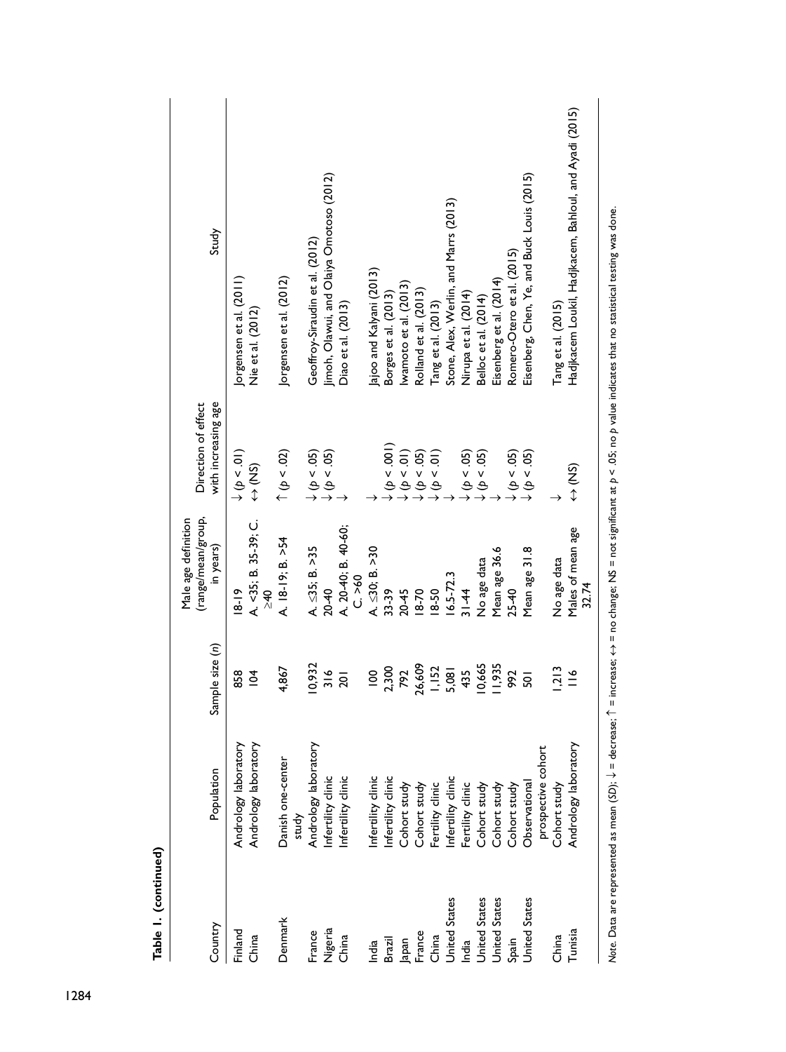**Table 1. (continued)**

| Country | Population | Sample size (*n*) | Male age definition (range/mean/group, in years) | Direction of effect with increasing age | Study |
|---|---|---|---|---|---|
| Finland | Andrology laboratory | 858 | 18-19 | ↓ ($p < .01$) | Jorgensen et al. (2011) |
| China | Andrology laboratory | 104 | A. <35; B. 35-39; C. ≥40 | ↔ (NS) | Nie et al. (2012) |
| Denmark | Danish one-center study | 4,867 | A. 18-19; B. >54 | ↑ ($p < .02$) | Jorgensen et al. (2012) |
| France | Andrology laboratory | 10,932 | A. ≤35; B. >35 | ↓ ($p < .05$) | Geoffroy-Siraudin et al. (2012) |
| Nigeria | Infertility clinic | 316 | 20-40 | ↓ ($p < .05$) | Jimoh, Olawui, and Olaiya Omotoso (2012) |
| China | Infertility clinic | 201 | A. 20-40; B. 40-60; C. >60 | ↓ | Diao et al. (2013) |
| India | Infertility clinic | 100 | A. ≤30; B. >30 | ↓ | Jajoo and Kalyani (2013) |
| Brazil | Infertility clinic | 2,300 | 33-39 | ↓ ($p < .001$) | Borges et al. (2013) |
| Japan | Cohort study | 792 | 20-45 | ↓ ($p < .01$) | Iwamoto et al. (2013) |
| France | Cohort study | 26,609 | 18-70 | ↓ ($p < .05$) | Rolland et al. (2013) |
| China | Fertility clinic | 1,152 | 18-50 | ↓ ($p < .01$) | Tang et al. (2013) |
| United States | Infertility clinic | 5,081 | 16.5-72.3 | ↓ | Stone, Alex, Werlin, and Marrs (2013) |
| India | Fertility clinic | 435 | 31-44 | ↓ ($p < .05$) | Nirupa et al. (2014) |
| United States | Cohort study | 10,665 | No age data | ↓ ($p < .05$) | Belloc et al. (2014) |
| United States | Cohort study | 11,935 | Mean age 36.6 | ↓ | Eisenberg et al. (2014) |
| Spain | Cohort study | 992 | 25-40 | ↓ ($p < .05$) | Romero-Otero et al. (2015) |
| United States | Observational prospective cohort | 501 | Mean age 31.8 | ↓ ($p < .05$) | Eisenberg, Chen, Ye, and Buck Louis (2015) |
| China | Cohort study | 1,213 | No age data | ↓ | Tang et al. (2015) |
| Tunisia | Andrology laboratory | 116 | Males of mean age 32.74 | ↔ (NS) | Hadjkacem Loukil, Hadjkacem, Bahloul, and Ayadi (2015) |

*Note.* Data are represented as mean (*SD*); ↓ = decrease; ↑ = increase; ↔ = no change; NS = not significant at $p < .05$; no *p* value indicates that no statistical testing was done.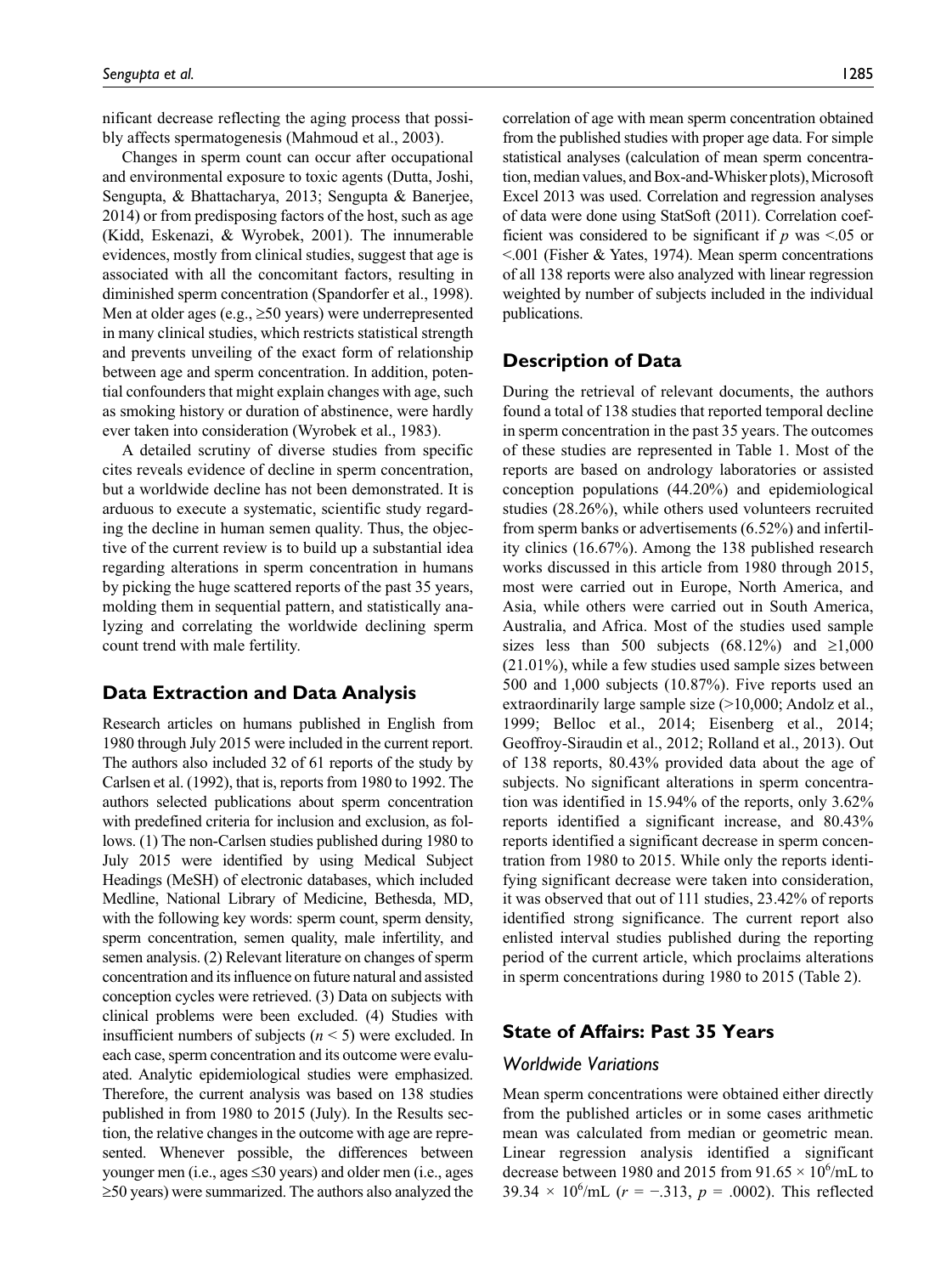nificant decrease reflecting the aging process that possibly affects spermatogenesis (Mahmoud et al., 2003).

Changes in sperm count can occur after occupational and environmental exposure to toxic agents (Dutta, Joshi, Sengupta, & Bhattacharya, 2013; Sengupta & Banerjee, 2014) or from predisposing factors of the host, such as age (Kidd, Eskenazi, & Wyrobek, 2001). The innumerable evidences, mostly from clinical studies, suggest that age is associated with all the concomitant factors, resulting in diminished sperm concentration (Spandorfer et al., 1998). Men at older ages (e.g., ≥50 years) were underrepresented in many clinical studies, which restricts statistical strength and prevents unveiling of the exact form of relationship between age and sperm concentration. In addition, potential confounders that might explain changes with age, such as smoking history or duration of abstinence, were hardly ever taken into consideration (Wyrobek et al., 1983).

A detailed scrutiny of diverse studies from specific cites reveals evidence of decline in sperm concentration, but a worldwide decline has not been demonstrated. It is arduous to execute a systematic, scientific study regarding the decline in human semen quality. Thus, the objective of the current review is to build up a substantial idea regarding alterations in sperm concentration in humans by picking the huge scattered reports of the past 35 years, molding them in sequential pattern, and statistically analyzing and correlating the worldwide declining sperm count trend with male fertility.

## Data Extraction and Data Analysis

Research articles on humans published in English from 1980 through July 2015 were included in the current report. The authors also included 32 of 61 reports of the study by Carlsen et al. (1992), that is, reports from 1980 to 1992. The authors selected publications about sperm concentration with predefined criteria for inclusion and exclusion, as follows. (1) The non-Carlsen studies published during 1980 to July 2015 were identified by using Medical Subject Headings (MeSH) of electronic databases, which included Medline, National Library of Medicine, Bethesda, MD, with the following key words: sperm count, sperm density, sperm concentration, semen quality, male infertility, and semen analysis. (2) Relevant literature on changes of sperm concentration and its influence on future natural and assisted conception cycles were retrieved. (3) Data on subjects with clinical problems were been excluded. (4) Studies with insufficient numbers of subjects ($n < 5$) were excluded. In each case, sperm concentration and its outcome were evaluated. Analytic epidemiological studies were emphasized. Therefore, the current analysis was based on 138 studies published in from 1980 to 2015 (July). In the Results section, the relative changes in the outcome with age are represented. Whenever possible, the differences between younger men (i.e., ages ≤30 years) and older men (i.e., ages ≥50 years) were summarized. The authors also analyzed the correlation of age with mean sperm concentration obtained from the published studies with proper age data. For simple statistical analyses (calculation of mean sperm concentration, median values, and Box-and-Whisker plots), Microsoft Excel 2013 was used. Correlation and regression analyses of data were done using StatSoft (2011). Correlation coefficient was considered to be significant if $p$ was <.05 or <.001 (Fisher & Yates, 1974). Mean sperm concentrations of all 138 reports were also analyzed with linear regression weighted by number of subjects included in the individual publications.

## Description of Data

During the retrieval of relevant documents, the authors found a total of 138 studies that reported temporal decline in sperm concentration in the past 35 years. The outcomes of these studies are represented in Table 1. Most of the reports are based on andrology laboratories or assisted conception populations (44.20%) and epidemiological studies (28.26%), while others used volunteers recruited from sperm banks or advertisements (6.52%) and infertility clinics (16.67%). Among the 138 published research works discussed in this article from 1980 through 2015, most were carried out in Europe, North America, and Asia, while others were carried out in South America, Australia, and Africa. Most of the studies used sample sizes less than 500 subjects (68.12%) and ≥1,000 (21.01%), while a few studies used sample sizes between 500 and 1,000 subjects (10.87%). Five reports used an extraordinarily large sample size (>10,000; Andolz et al., 1999; Belloc et al., 2014; Eisenberg et al., 2014; Geoffroy-Siraudin et al., 2012; Rolland et al., 2013). Out of 138 reports, 80.43% provided data about the age of subjects. No significant alterations in sperm concentration was identified in 15.94% of the reports, only 3.62% reports identified a significant increase, and 80.43% reports identified a significant decrease in sperm concentration from 1980 to 2015. While only the reports identifying significant decrease were taken into consideration, it was observed that out of 111 studies, 23.42% of reports identified strong significance. The current report also enlisted interval studies published during the reporting period of the current article, which proclaims alterations in sperm concentrations during 1980 to 2015 (Table 2).

## State of Affairs: Past 35 Years

### *Worldwide Variations*

Mean sperm concentrations were obtained either directly from the published articles or in some cases arithmetic mean was calculated from median or geometric mean. Linear regression analysis identified a significant decrease between 1980 and 2015 from $91.65 \times 10^6$/mL to $39.34 \times 10^6$/mL ($r = -.313$, $p = .0002$). This reflected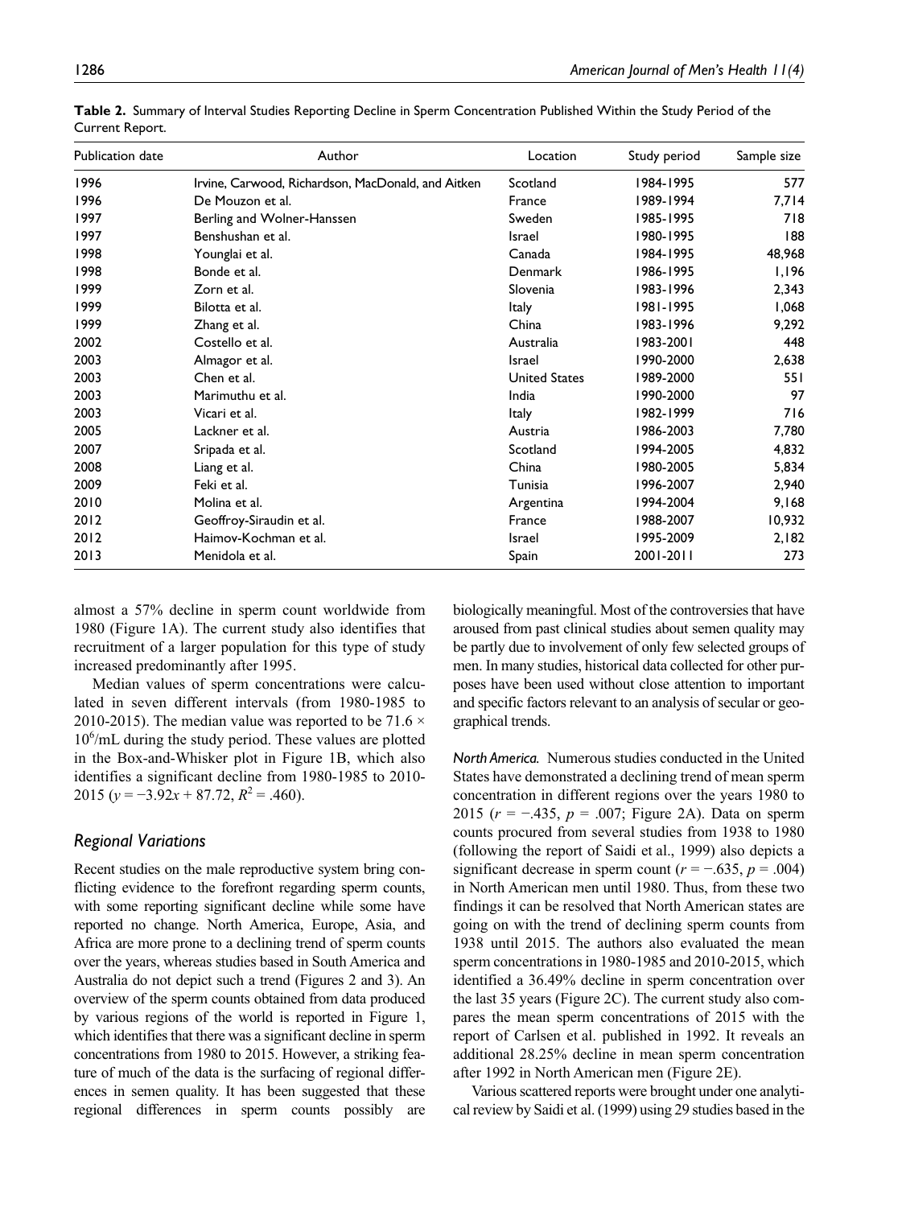**Table 2.** Summary of Interval Studies Reporting Decline in Sperm Concentration Published Within the Study Period of the Current Report.

| Publication date | Author | Location | Study period | Sample size |
|---|---|---|---|---|
| 1996 | Irvine, Carwood, Richardson, MacDonald, and Aitken | Scotland | 1984-1995 | 577 |
| 1996 | De Mouzon et al. | France | 1989-1994 | 7,714 |
| 1997 | Berling and Wolner-Hanssen | Sweden | 1985-1995 | 718 |
| 1997 | Benshushan et al. | Israel | 1980-1995 | 188 |
| 1998 | Younglai et al. | Canada | 1984-1995 | 48,968 |
| 1998 | Bonde et al. | Denmark | 1986-1995 | 1,196 |
| 1999 | Zorn et al. | Slovenia | 1983-1996 | 2,343 |
| 1999 | Bilotta et al. | Italy | 1981-1995 | 1,068 |
| 1999 | Zhang et al. | China | 1983-1996 | 9,292 |
| 2002 | Costello et al. | Australia | 1983-2001 | 448 |
| 2003 | Almagor et al. | Israel | 1990-2000 | 2,638 |
| 2003 | Chen et al. | United States | 1989-2000 | 551 |
| 2003 | Marimuthu et al. | India | 1990-2000 | 97 |
| 2003 | Vicari et al. | Italy | 1982-1999 | 716 |
| 2005 | Lackner et al. | Austria | 1986-2003 | 7,780 |
| 2007 | Sripada et al. | Scotland | 1994-2005 | 4,832 |
| 2008 | Liang et al. | China | 1980-2005 | 5,834 |
| 2009 | Feki et al. | Tunisia | 1996-2007 | 2,940 |
| 2010 | Molina et al. | Argentina | 1994-2004 | 9,168 |
| 2012 | Geoffroy-Siraudin et al. | France | 1988-2007 | 10,932 |
| 2012 | Haimov-Kochman et al. | Israel | 1995-2009 | 2,182 |
| 2013 | Menidola et al. | Spain | 2001-2011 | 273 |

almost a 57% decline in sperm count worldwide from 1980 (Figure 1A). The current study also identifies that recruitment of a larger population for this type of study increased predominantly after 1995.

Median values of sperm concentrations were calculated in seven different intervals (from 1980-1985 to 2010-2015). The median value was reported to be $71.6 \times 10^6$/mL during the study period. These values are plotted in the Box-and-Whisker plot in Figure 1B, which also identifies a significant decline from 1980-1985 to 2010-2015 ($y = -3.92x + 87.72$, $R^2 = .460$).

## Regional Variations

Recent studies on the male reproductive system bring conflicting evidence to the forefront regarding sperm counts, with some reporting significant decline while some have reported no change. North America, Europe, Asia, and Africa are more prone to a declining trend of sperm counts over the years, whereas studies based in South America and Australia do not depict such a trend (Figures 2 and 3). An overview of the sperm counts obtained from data produced by various regions of the world is reported in Figure 1, which identifies that there was a significant decline in sperm concentrations from 1980 to 2015. However, a striking feature of much of the data is the surfacing of regional differences in semen quality. It has been suggested that these regional differences in sperm counts possibly are biologically meaningful. Most of the controversies that have aroused from past clinical studies about semen quality may be partly due to involvement of only few selected groups of men. In many studies, historical data collected for other purposes have been used without close attention to important and specific factors relevant to an analysis of secular or geographical trends.

*North America.* Numerous studies conducted in the United States have demonstrated a declining trend of mean sperm concentration in different regions over the years 1980 to 2015 ($r = -.435$, $p = .007$; Figure 2A). Data on sperm counts procured from several studies from 1938 to 1980 (following the report of Saidi et al., 1999) also depicts a significant decrease in sperm count ($r = -.635$, $p = .004$) in North American men until 1980. Thus, from these two findings it can be resolved that North American states are going on with the trend of declining sperm counts from 1938 until 2015. The authors also evaluated the mean sperm concentrations in 1980-1985 and 2010-2015, which identified a 36.49% decline in sperm concentration over the last 35 years (Figure 2C). The current study also compares the mean sperm concentrations of 2015 with the report of Carlsen et al. published in 1992. It reveals an additional 28.25% decline in mean sperm concentration after 1992 in North American men (Figure 2E).

Various scattered reports were brought under one analytical review by Saidi et al. (1999) using 29 studies based in the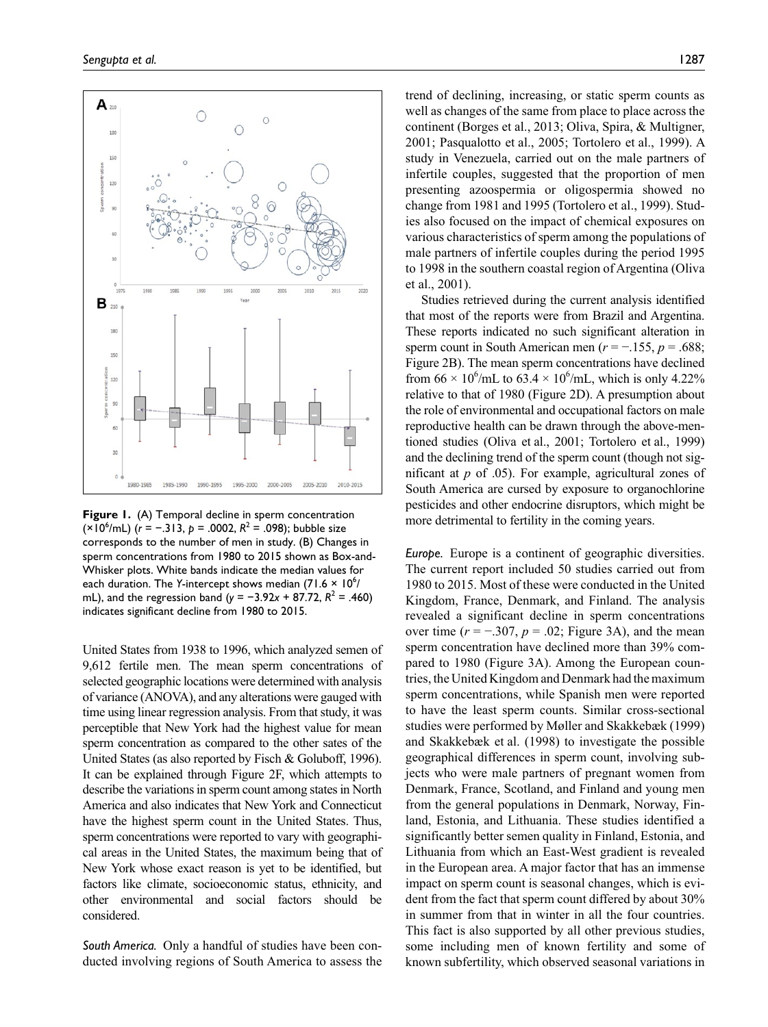**Figure 1.** (A) Temporal decline in sperm concentration ($\times 10^6$/mL) ($r = -.313$, $p = .0002$, $R^2 = .098$); bubble size corresponds to the number of men in study. (B) Changes in sperm concentrations from 1980 to 2015 shown as Box-and-Whisker plots. White bands indicate the median values for each duration. The $Y$-intercept shows median ($71.6 \times 10^6$/mL), and the regression band ($y = -3.92x + 87.72$, $R^2 = .460$) indicates significant decline from 1980 to 2015.

United States from 1938 to 1996, which analyzed semen of 9,612 fertile men. The mean sperm concentrations of selected geographic locations were determined with analysis of variance (ANOVA), and any alterations were gauged with time using linear regression analysis. From that study, it was perceptible that New York had the highest value for mean sperm concentration as compared to the other sates of the United States (as also reported by Fisch & Goluboff, 1996). It can be explained through Figure 2F, which attempts to describe the variations in sperm count among states in North America and also indicates that New York and Connecticut have the highest sperm count in the United States. Thus, sperm concentrations were reported to vary with geographical areas in the United States, the maximum being that of New York whose exact reason is yet to be identified, but factors like climate, socioeconomic status, ethnicity, and other environmental and social factors should be considered.

*South America.* Only a handful of studies have been conducted involving regions of South America to assess the trend of declining, increasing, or static sperm counts as well as changes of the same from place to place across the continent (Borges et al., 2013; Oliva, Spira, & Multigner, 2001; Pasqualotto et al., 2005; Tortolero et al., 1999). A study in Venezuela, carried out on the male partners of infertile couples, suggested that the proportion of men presenting azoospermia or oligospermia showed no change from 1981 and 1995 (Tortolero et al., 1999). Studies also focused on the impact of chemical exposures on various characteristics of sperm among the populations of male partners of infertile couples during the period 1995 to 1998 in the southern coastal region of Argentina (Oliva et al., 2001).

Studies retrieved during the current analysis identified that most of the reports were from Brazil and Argentina. These reports indicated no such significant alteration in sperm count in South American men ($r = -.155$, $p = .688$; Figure 2B). The mean sperm concentrations have declined from $66 \times 10^6$/mL to $63.4 \times 10^6$/mL, which is only 4.22% relative to that of 1980 (Figure 2D). A presumption about the role of environmental and occupational factors on male reproductive health can be drawn through the above-mentioned studies (Oliva et al., 2001; Tortolero et al., 1999) and the declining trend of the sperm count (though not significant at $p$ of .05). For example, agricultural zones of South America are cursed by exposure to organochlorine pesticides and other endocrine disruptors, which might be more detrimental to fertility in the coming years.

*Europe.* Europe is a continent of geographic diversities. The current report included 50 studies carried out from 1980 to 2015. Most of these were conducted in the United Kingdom, France, Denmark, and Finland. The analysis revealed a significant decline in sperm concentrations over time ($r = -.307$, $p = .02$; Figure 3A), and the mean sperm concentration have declined more than 39% compared to 1980 (Figure 3A). Among the European countries, the United Kingdom and Denmark had the maximum sperm concentrations, while Spanish men were reported to have the least sperm counts. Similar cross-sectional studies were performed by Møller and Skakkebæk (1999) and Skakkebæk et al. (1998) to investigate the possible geographical differences in sperm count, involving subjects who were male partners of pregnant women from Denmark, France, Scotland, and Finland and young men from the general populations in Denmark, Norway, Finland, Estonia, and Lithuania. These studies identified a significantly better semen quality in Finland, Estonia, and Lithuania from which an East-West gradient is revealed in the European area. A major factor that has an immense impact on sperm count is seasonal changes, which is evident from the fact that sperm count differed by about 30% in summer from that in winter in all the four countries. This fact is also supported by all other previous studies, some including men of known fertility and some of known subfertility, which observed seasonal variations in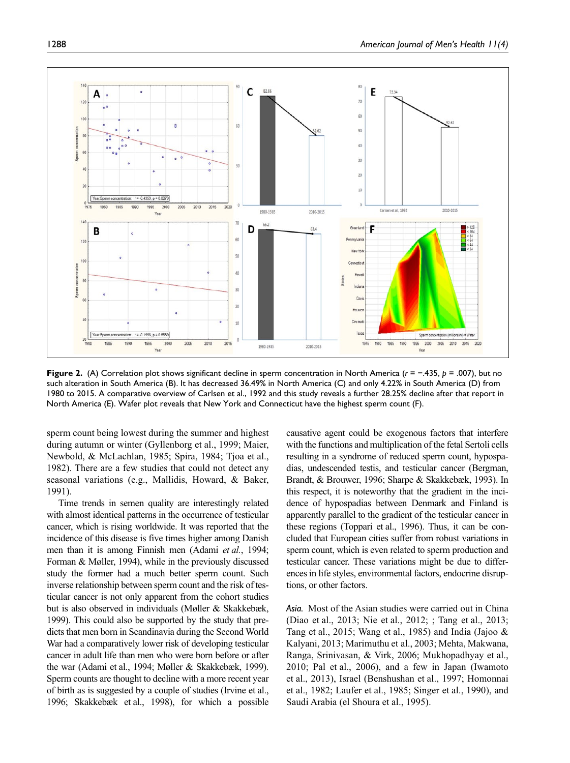**Figure 2.** (A) Correlation plot shows significant decline in sperm concentration in North America ($r = −.435$, $p = .007$), but no such alteration in South America (B). It has decreased 36.49% in North America (C) and only 4.22% in South America (D) from 1980 to 2015. A comparative overview of Carlsen et al., 1992 and this study reveals a further 28.25% decline after that report in North America (E). Wafer plot reveals that New York and Connecticut have the highest sperm count (F).

sperm count being lowest during the summer and highest during autumn or winter (Gyllenborg et al., 1999; Maier, Newbold, & McLachlan, 1985; Spira, 1984; Tjoa et al., 1982). There are a few studies that could not detect any seasonal variations (e.g., Mallidis, Howard, & Baker, 1991).

Time trends in semen quality are interestingly related with almost identical patterns in the occurrence of testicular cancer, which is rising worldwide. It was reported that the incidence of this disease is five times higher among Danish men than it is among Finnish men (Adami *et al.*, 1994; Forman & Møller, 1994), while in the previously discussed study the former had a much better sperm count. Such inverse relationship between sperm count and the risk of testicular cancer is not only apparent from the cohort studies but is also observed in individuals (Møller & Skakkebæk, 1999). This could also be supported by the study that predicts that men born in Scandinavia during the Second World War had a comparatively lower risk of developing testicular cancer in adult life than men who were born before or after the war (Adami et al., 1994; Møller & Skakkebæk, 1999). Sperm counts are thought to decline with a more recent year of birth as is suggested by a couple of studies (Irvine et al., 1996; Skakkebæk et al., 1998), for which a possible causative agent could be exogenous factors that interfere with the functions and multiplication of the fetal Sertoli cells resulting in a syndrome of reduced sperm count, hypospadias, undescended testis, and testicular cancer (Bergman, Brandt, & Brouwer, 1996; Sharpe & Skakkebæk, 1993). In this respect, it is noteworthy that the gradient in the incidence of hypospadias between Denmark and Finland is apparently parallel to the gradient of the testicular cancer in these regions (Toppari et al., 1996). Thus, it can be concluded that European cities suffer from robust variations in sperm count, which is even related to sperm production and testicular cancer. These variations might be due to differences in life styles, environmental factors, endocrine disruptions, or other factors.

*Asia.* Most of the Asian studies were carried out in China (Diao et al., 2013; Nie et al., 2012; ; Tang et al., 2013; Tang et al., 2015; Wang et al., 1985) and India (Jajoo & Kalyani, 2013; Marimuthu et al., 2003; Mehta, Makwana, Ranga, Srinivasan, & Virk, 2006; Mukhopadhyay et al., 2010; Pal et al., 2006), and a few in Japan (Iwamoto et al., 2013), Israel (Benshushan et al., 1997; Homonnai et al., 1982; Laufer et al., 1985; Singer et al., 1990), and Saudi Arabia (el Shoura et al., 1995).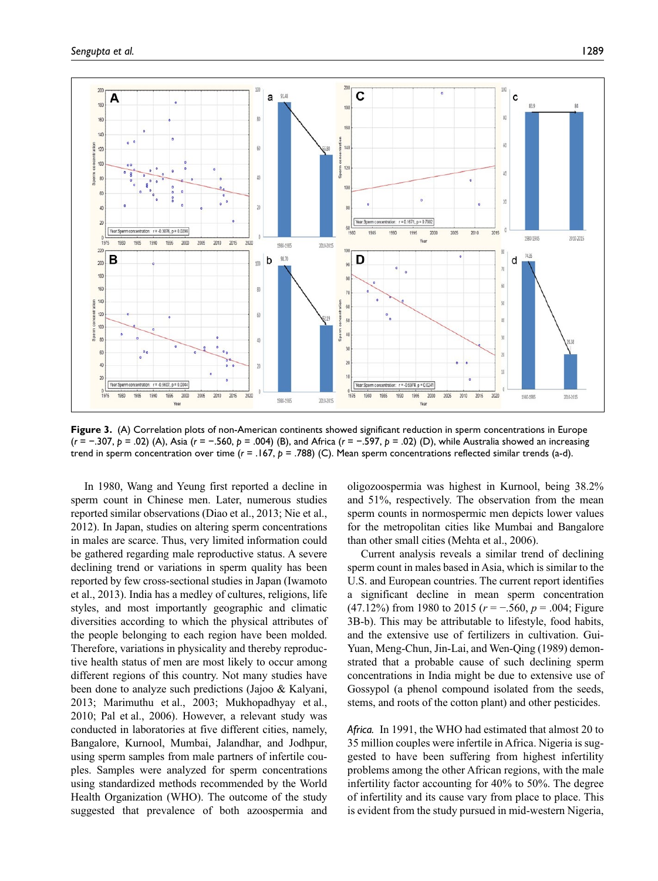**Figure 3.** (A) Correlation plots of non-American continents showed significant reduction in sperm concentrations in Europe ($r = -.307$, $p = .02$) (A), Asia ($r = -.560$, $p = .004$) (B), and Africa ($r = -.597$, $p = .02$) (D), while Australia showed an increasing trend in sperm concentration over time ($r = .167$, $p = .788$) (C). Mean sperm concentrations reflected similar trends (a-d).

In 1980, Wang and Yeung first reported a decline in sperm count in Chinese men. Later, numerous studies reported similar observations (Diao et al., 2013; Nie et al., 2012). In Japan, studies on altering sperm concentrations in males are scarce. Thus, very limited information could be gathered regarding male reproductive status. A severe declining trend or variations in sperm quality has been reported by few cross-sectional studies in Japan (Iwamoto et al., 2013). India has a medley of cultures, religions, life styles, and most importantly geographic and climatic diversities according to which the physical attributes of the people belonging to each region have been molded. Therefore, variations in physicality and thereby reproductive health status of men are most likely to occur among different regions of this country. Not many studies have been done to analyze such predictions (Jajoo & Kalyani, 2013; Marimuthu et al., 2003; Mukhopadhyay et al., 2010; Pal et al., 2006). However, a relevant study was conducted in laboratories at five different cities, namely, Bangalore, Kurnool, Mumbai, Jalandhar, and Jodhpur, using sperm samples from male partners of infertile couples. Samples were analyzed for sperm concentrations using standardized methods recommended by the World Health Organization (WHO). The outcome of the study suggested that prevalence of both azoospermia and oligozoospermia was highest in Kurnool, being 38.2% and 51%, respectively. The observation from the mean sperm counts in normospermic men depicts lower values for the metropolitan cities like Mumbai and Bangalore than other small cities (Mehta et al., 2006).

Current analysis reveals a similar trend of declining sperm count in males based in Asia, which is similar to the U.S. and European countries. The current report identifies a significant decline in mean sperm concentration (47.12%) from 1980 to 2015 ($r = -.560$, $p = .004$; Figure 3B-b). This may be attributable to lifestyle, food habits, and the extensive use of fertilizers in cultivation. Gui-Yuan, Meng-Chun, Jin-Lai, and Wen-Qing (1989) demonstrated that a probable cause of such declining sperm concentrations in India might be due to extensive use of Gossypol (a phenol compound isolated from the seeds, stems, and roots of the cotton plant) and other pesticides.

*Africa.* In 1991, the WHO had estimated that almost 20 to 35 million couples were infertile in Africa. Nigeria is suggested to have been suffering from highest infertility problems among the other African regions, with the male infertility factor accounting for 40% to 50%. The degree of infertility and its cause vary from place to place. This is evident from the study pursued in mid-western Nigeria,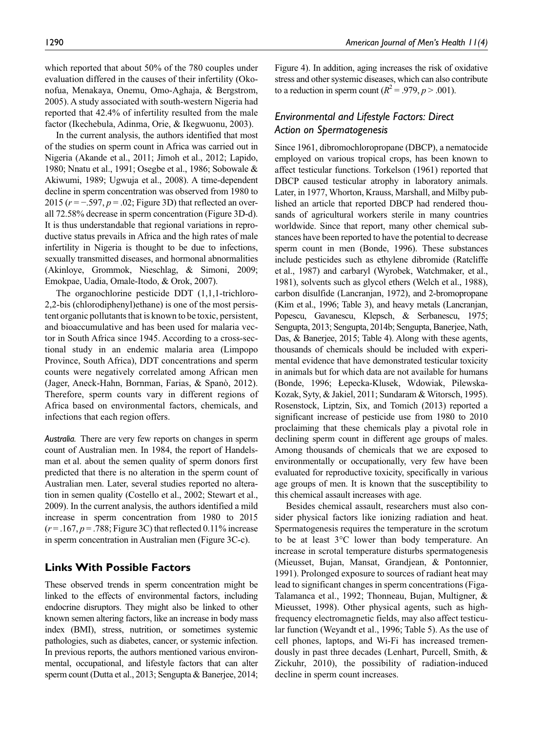which reported that about 50% of the 780 couples under evaluation differed in the causes of their infertility (Okonofua, Menakaya, Onemu, Omo-Aghaja, & Bergstrom, 2005). A study associated with south-western Nigeria had reported that 42.4% of infertility resulted from the male factor (Ikechebula, Adinma, Orie, & Ikegwuonu, 2003).

In the current analysis, the authors identified that most of the studies on sperm count in Africa was carried out in Nigeria (Akande et al., 2011; Jimoh et al., 2012; Lapido, 1980; Nnatu et al., 1991; Osegbe et al., 1986; Sobowale & Akiwumi, 1989; Ugwuja et al., 2008). A time-dependent decline in sperm concentration was observed from 1980 to 2015 ($r = -.597$, $p = .02$; Figure 3D) that reflected an overall 72.58% decrease in sperm concentration (Figure 3D-d). It is thus understandable that regional variations in reproductive status prevails in Africa and the high rates of male infertility in Nigeria is thought to be due to infections, sexually transmitted diseases, and hormonal abnormalities (Akinloye, Grommok, Nieschlag, & Simoni, 2009; Emokpae, Uadia, Omale-Itodo, & Orok, 2007).

The organochlorine pesticide DDT (1,1,1-trichloro-2,2-bis (chlorodiphenyl)ethane) is one of the most persistent organic pollutants that is known to be toxic, persistent, and bioaccumulative and has been used for malaria vector in South Africa since 1945. According to a cross-sectional study in an endemic malaria area (Limpopo Province, South Africa), DDT concentrations and sperm counts were negatively correlated among African men (Jager, Aneck-Hahn, Bornman, Farias, & Spanò, 2012). Therefore, sperm counts vary in different regions of Africa based on environmental factors, chemicals, and infections that each region offers.

*Australia.* There are very few reports on changes in sperm count of Australian men. In 1984, the report of Handelsman et al. about the semen quality of sperm donors first predicted that there is no alteration in the sperm count of Australian men. Later, several studies reported no alteration in semen quality (Costello et al., 2002; Stewart et al., 2009). In the current analysis, the authors identified a mild increase in sperm concentration from 1980 to 2015 ($r = .167$, $p = .788$; Figure 3C) that reflected 0.11% increase in sperm concentration in Australian men (Figure 3C-c).

## Links With Possible Factors

These observed trends in sperm concentration might be linked to the effects of environmental factors, including endocrine disruptors. They might also be linked to other known semen altering factors, like an increase in body mass index (BMI), stress, nutrition, or sometimes systemic pathologies, such as diabetes, cancer, or systemic infection. In previous reports, the authors mentioned various environmental, occupational, and lifestyle factors that can alter sperm count (Dutta et al., 2013; Sengupta & Banerjee, 2014; Figure 4). In addition, aging increases the risk of oxidative stress and other systemic diseases, which can also contribute to a reduction in sperm count ($R^2 = .979$, $p > .001$).

### *Environmental and Lifestyle Factors: Direct Action on Spermatogenesis*

Since 1961, dibromochloropropane (DBCP), a nematocide employed on various tropical crops, has been known to affect testicular functions. Torkelson (1961) reported that DBCP caused testicular atrophy in laboratory animals. Later, in 1977, Whorton, Krauss, Marshall, and Milby published an article that reported DBCP had rendered thousands of agricultural workers sterile in many countries worldwide. Since that report, many other chemical substances have been reported to have the potential to decrease sperm count in men (Bonde, 1996). These substances include pesticides such as ethylene dibromide (Ratcliffe et al., 1987) and carbaryl (Wyrobek, Watchmaker, et al., 1981), solvents such as glycol ethers (Welch et al., 1988), carbon disulfide (Lancranjan, 1972), and 2-bromopropane (Kim et al., 1996; Table 3), and heavy metals (Lancranjan, Popescu, Gavanescu, Klepsch, & Serbanescu, 1975; Sengupta, 2013; Sengupta, 2014b; Sengupta, Banerjee, Nath, Das, & Banerjee, 2015; Table 4). Along with these agents, thousands of chemicals should be included with experimental evidence that have demonstrated testicular toxicity in animals but for which data are not available for humans (Bonde, 1996; Łepecka-Klusek, Wdowiak, Pilewska-Kozak, Syty, & Jakiel, 2011; Sundaram & Witorsch, 1995). Rosenstock, Liptzin, Six, and Tomich (2013) reported a significant increase of pesticide use from 1980 to 2010 proclaiming that these chemicals play a pivotal role in declining sperm count in different age groups of males. Among thousands of chemicals that we are exposed to environmentally or occupationally, very few have been evaluated for reproductive toxicity, specifically in various age groups of men. It is known that the susceptibility to this chemical assault increases with age.

Besides chemical assault, researchers must also consider physical factors like ionizing radiation and heat. Spermatogenesis requires the temperature in the scrotum to be at least 3°C lower than body temperature. An increase in scrotal temperature disturbs spermatogenesis (Mieusset, Bujan, Mansat, Grandjean, & Pontonnier, 1991). Prolonged exposure to sources of radiant heat may lead to significant changes in sperm concentrations (Figa-Talamanca et al., 1992; Thonneau, Bujan, Multigner, & Mieusset, 1998). Other physical agents, such as high-frequency electromagnetic fields, may also affect testicular function (Weyandt et al., 1996; Table 5). As the use of cell phones, laptops, and Wi-Fi has increased tremendously in past three decades (Lenhart, Purcell, Smith, & Zickuhr, 2010), the possibility of radiation-induced decline in sperm count increases.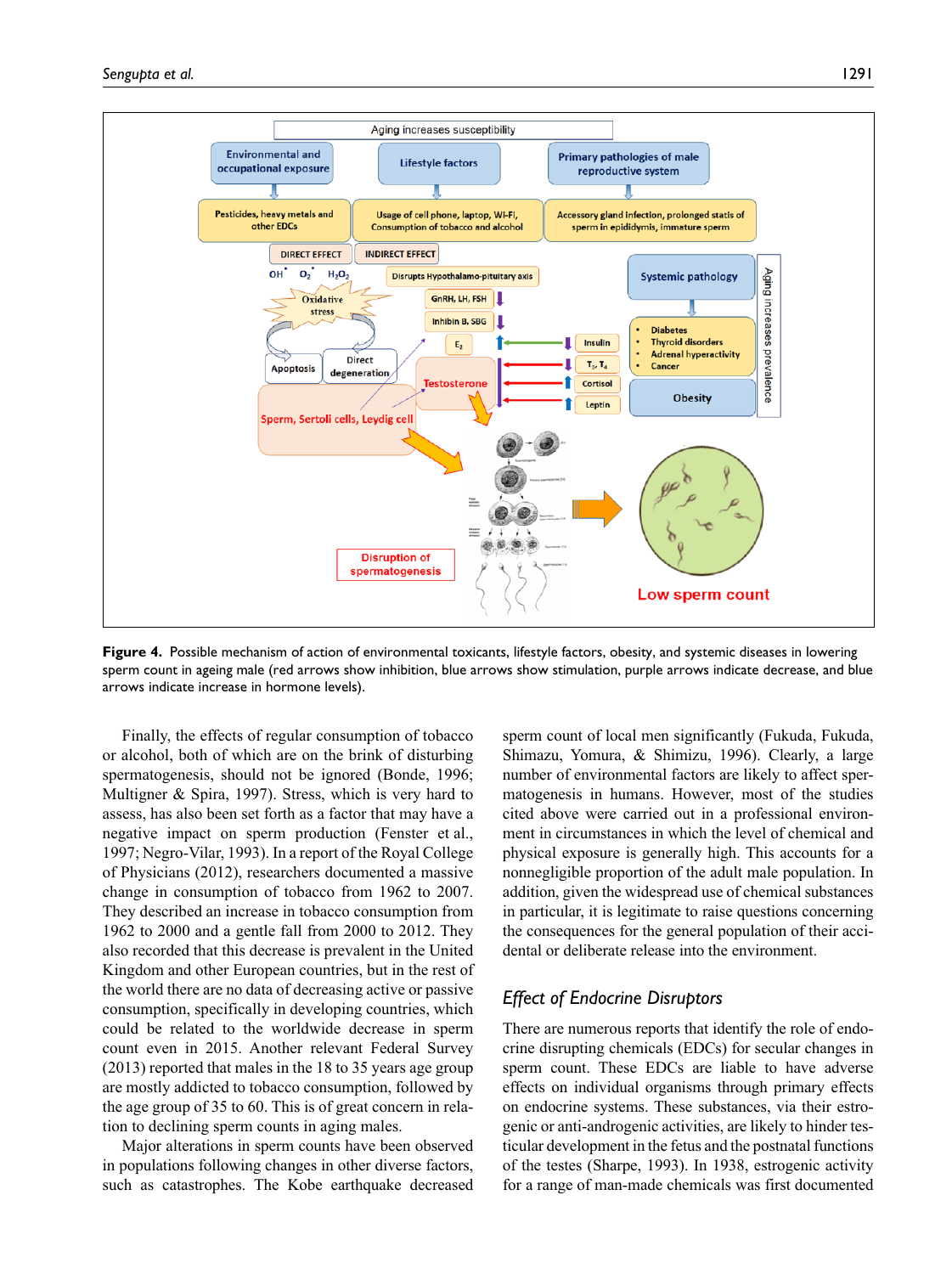**Figure 4.** Possible mechanism of action of environmental toxicants, lifestyle factors, obesity, and systemic diseases in lowering sperm count in ageing male (red arrows show inhibition, blue arrows show stimulation, purple arrows indicate decrease, and blue arrows indicate increase in hormone levels).

Finally, the effects of regular consumption of tobacco or alcohol, both of which are on the brink of disturbing spermatogenesis, should not be ignored (Bonde, 1996; Multigner & Spira, 1997). Stress, which is very hard to assess, has also been set forth as a factor that may have a negative impact on sperm production (Fenster et al., 1997; Negro-Vilar, 1993). In a report of the Royal College of Physicians (2012), researchers documented a massive change in consumption of tobacco from 1962 to 2007. They described an increase in tobacco consumption from 1962 to 2000 and a gentle fall from 2000 to 2012. They also recorded that this decrease is prevalent in the United Kingdom and other European countries, but in the rest of the world there are no data of decreasing active or passive consumption, specifically in developing countries, which could be related to the worldwide decrease in sperm count even in 2015. Another relevant Federal Survey (2013) reported that males in the 18 to 35 years age group are mostly addicted to tobacco consumption, followed by the age group of 35 to 60. This is of great concern in relation to declining sperm counts in aging males.

Major alterations in sperm counts have been observed in populations following changes in other diverse factors, such as catastrophes. The Kobe earthquake decreased sperm count of local men significantly (Fukuda, Fukuda, Shimazu, Yomura, & Shimizu, 1996). Clearly, a large number of environmental factors are likely to affect spermatogenesis in humans. However, most of the studies cited above were carried out in a professional environment in circumstances in which the level of chemical and physical exposure is generally high. This accounts for a nonnegligible proportion of the adult male population. In addition, given the widespread use of chemical substances in particular, it is legitimate to raise questions concerning the consequences for the general population of their accidental or deliberate release into the environment.

## Effect of Endocrine Disruptors

There are numerous reports that identify the role of endocrine disrupting chemicals (EDCs) for secular changes in sperm count. These EDCs are liable to have adverse effects on individual organisms through primary effects on endocrine systems. These substances, via their estrogenic or anti-androgenic activities, are likely to hinder testicular development in the fetus and the postnatal functions of the testes (Sharpe, 1993). In 1938, estrogenic activity for a range of man-made chemicals was first documented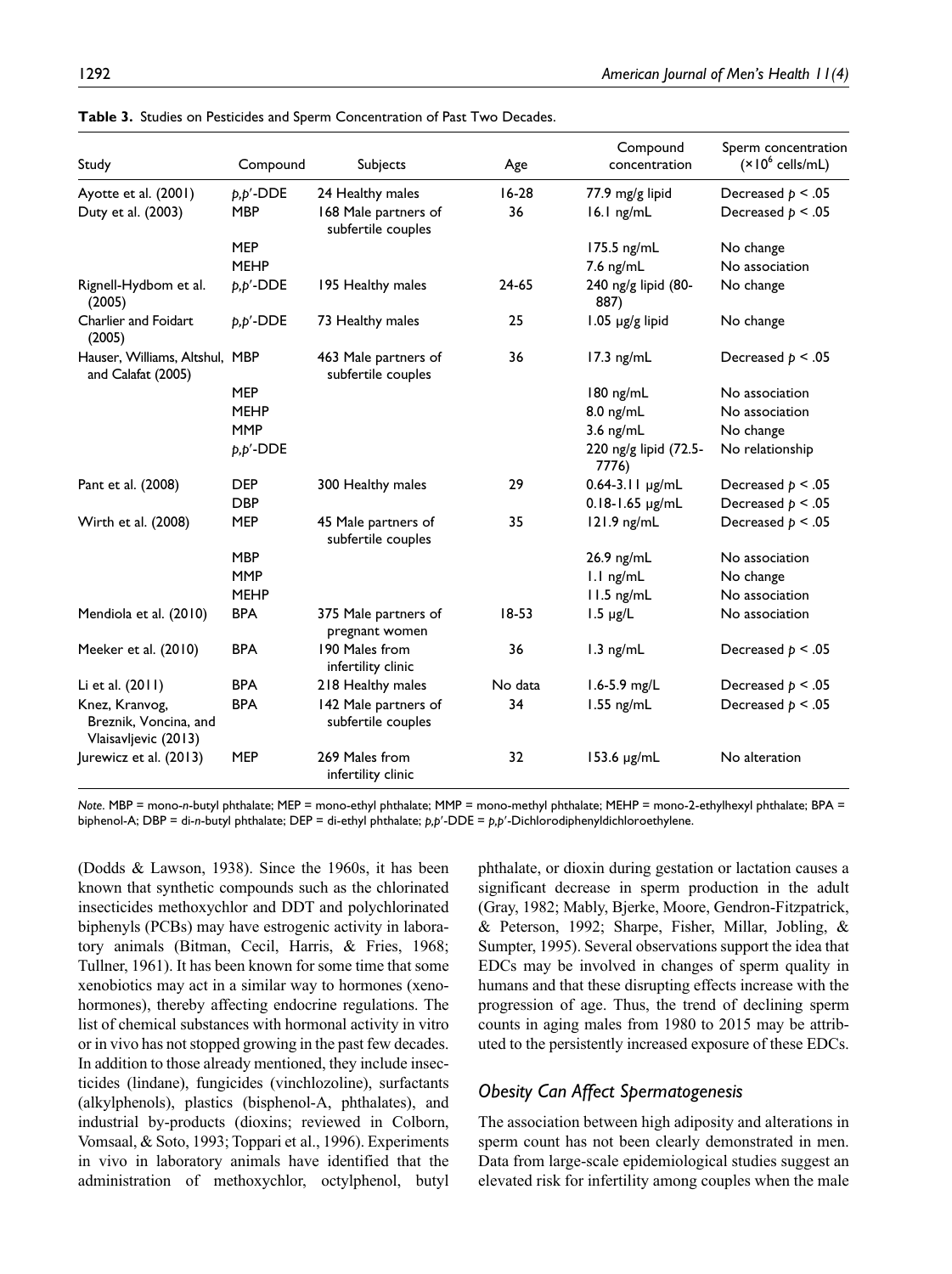**Table 3.** Studies on Pesticides and Sperm Concentration of Past Two Decades.

| Study | Compound | Subjects | Age | Compound concentration | Sperm concentration ($\times10^6$ cells/mL) |
|---|---|---|---|---|---|
| Ayotte et al. (2001) | *p,p'*-DDE | 24 Healthy males | 16-28 | 77.9 mg/g lipid | Decreased $p < .05$ |
| Duty et al. (2003) | MBP | 168 Male partners of subfertile couples | 36 | 16.1 ng/mL | Decreased $p < .05$ |
| | MEP | | | 175.5 ng/mL | No change |
| | MEHP | | | 7.6 ng/mL | No association |
| Rignell-Hydbom et al. (2005) | *p,p'*-DDE | 195 Healthy males | 24-65 | 240 ng/g lipid (80-887) | No change |
| Charlier and Foidart (2005) | *p,p'*-DDE | 73 Healthy males | 25 | 1.05 µg/g lipid | No change |
| Hauser, Williams, Altshul, and Calafat (2005) | MBP | 463 Male partners of subfertile couples | 36 | 17.3 ng/mL | Decreased $p < .05$ |
| | MEP | | | 180 ng/mL | No association |
| | MEHP | | | 8.0 ng/mL | No association |
| | MMP | | | 3.6 ng/mL | No change |
| | *p,p'*-DDE | | | 220 ng/g lipid (72.5-7776) | No relationship |
| Pant et al. (2008) | DEP | 300 Healthy males | 29 | 0.64-3.11 µg/mL | Decreased $p < .05$ |
| | DBP | | | 0.18-1.65 µg/mL | Decreased $p < .05$ |
| Wirth et al. (2008) | MEP | 45 Male partners of subfertile couples | 35 | 121.9 ng/mL | Decreased $p < .05$ |
| | MBP | | | 26.9 ng/mL | No association |
| | MMP | | | 1.1 ng/mL | No change |
| | MEHP | | | 11.5 ng/mL | No association |
| Mendiola et al. (2010) | BPA | 375 Male partners of pregnant women | 18-53 | 1.5 µg/L | No association |
| Meeker et al. (2010) | BPA | 190 Males from infertility clinic | 36 | 1.3 ng/mL | Decreased $p < .05$ |
| Li et al. (2011) | BPA | 218 Healthy males | No data | 1.6-5.9 mg/L | Decreased $p < .05$ |
| Knez, Kranvog, Breznik, Voncina, and Vlaisavljevic (2013) | BPA | 142 Male partners of subfertile couples | 34 | 1.55 ng/mL | Decreased $p < .05$ |
| Jurewicz et al. (2013) | MEP | 269 Males from infertility clinic | 32 | 153.6 µg/mL | No alteration |

*Note*. MBP = mono-*n*-butyl phthalate; MEP = mono-ethyl phthalate; MMP = mono-methyl phthalate; MEHP = mono-2-ethylhexyl phthalate; BPA = biphenol-A; DBP = di-*n*-butyl phthalate; DEP = di-ethyl phthalate; *p,p'*-DDE = *p,p'*-Dichlorodiphenyldichloroethylene.

(Dodds & Lawson, 1938). Since the 1960s, it has been known that synthetic compounds such as the chlorinated insecticides methoxychlor and DDT and polychlorinated biphenyls (PCBs) may have estrogenic activity in laboratory animals (Bitman, Cecil, Harris, & Fries, 1968; Tullner, 1961). It has been known for some time that some xenobiotics may act in a similar way to hormones (xenohormones), thereby affecting endocrine regulations. The list of chemical substances with hormonal activity in vitro or in vivo has not stopped growing in the past few decades. In addition to those already mentioned, they include insecticides (lindane), fungicides (vinchlozoline), surfactants (alkylphenols), plastics (bisphenol-A, phthalates), and industrial by-products (dioxins; reviewed in Colborn, Vomsaal, & Soto, 1993; Toppari et al., 1996). Experiments in vivo in laboratory animals have identified that the administration of methoxychlor, octylphenol, butyl phthalate, or dioxin during gestation or lactation causes a significant decrease in sperm production in the adult (Gray, 1982; Mably, Bjerke, Moore, Gendron-Fitzpatrick, & Peterson, 1992; Sharpe, Fisher, Millar, Jobling, & Sumpter, 1995). Several observations support the idea that EDCs may be involved in changes of sperm quality in humans and that these disrupting effects increase with the progression of age. Thus, the trend of declining sperm counts in aging males from 1980 to 2015 may be attributed to the persistently increased exposure of these EDCs.

### *Obesity Can Affect Spermatogenesis*

The association between high adiposity and alterations in sperm count has not been clearly demonstrated in men. Data from large-scale epidemiological studies suggest an elevated risk for infertility among couples when the male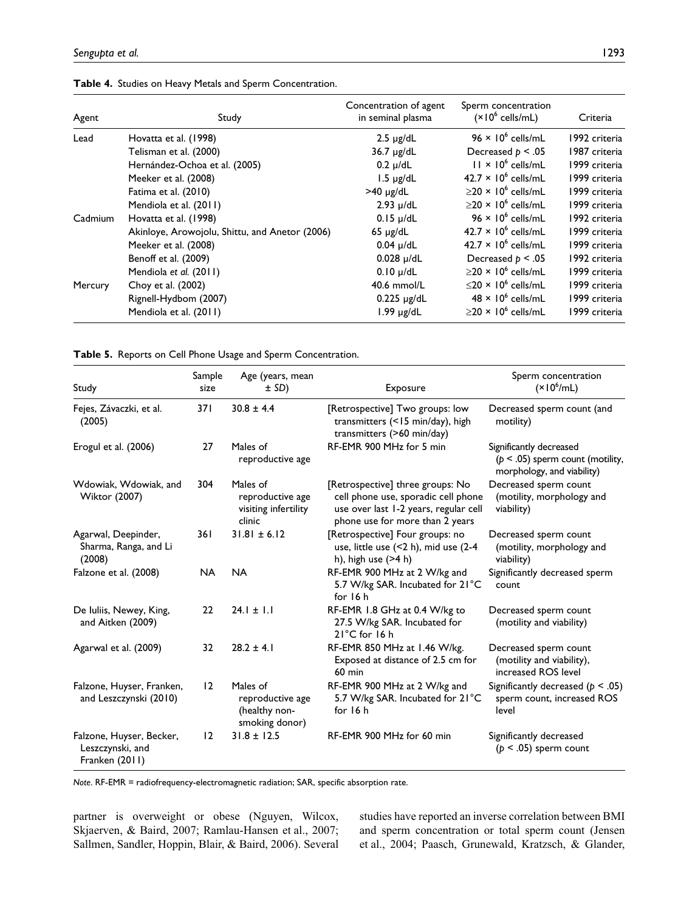**Table 4.** Studies on Heavy Metals and Sperm Concentration.

| Agent | Study | Concentration of agent in seminal plasma | Sperm concentration ($\times 10^6$ cells/mL) | Criteria |
|---|---|---|---|---|
| Lead | Hovatta et al. (1998) | 2.5 μg/dL | $96 \times 10^6$ cells/mL | 1992 criteria |
| | Telisman et al. (2000) | 36.7 μg/dL | Decreased $p < .05$ | 1987 criteria |
| | Hernández-Ochoa et al. (2005) | 0.2 μ/dL | $11 \times 10^6$ cells/mL | 1999 criteria |
| | Meeker et al. (2008) | 1.5 μg/dL | $42.7 \times 10^6$ cells/mL | 1999 criteria |
| | Fatima et al. (2010) | >40 μg/dL | $\geq 20 \times 10^6$ cells/mL | 1999 criteria |
| | Mendiola et al. (2011) | 2.93 μ/dL | $\geq 20 \times 10^6$ cells/mL | 1999 criteria |
| Cadmium | Hovatta et al. (1998) | 0.15 μ/dL | $96 \times 10^6$ cells/mL | 1992 criteria |
| | Akinloye, Arowojolu, Shittu, and Anetor (2006) | 65 μg/dL | $42.7 \times 10^6$ cells/mL | 1999 criteria |
| | Meeker et al. (2008) | 0.04 μ/dL | $42.7 \times 10^6$ cells/mL | 1999 criteria |
| | Benoff et al. (2009) | 0.028 μ/dL | Decreased $p < .05$ | 1992 criteria |
| | Mendiola *et al.* (2011) | 0.10 μ/dL | $\geq 20 \times 10^6$ cells/mL | 1999 criteria |
| Mercury | Choy et al. (2002) | 40.6 mmol/L | $\leq 20 \times 10^6$ cells/mL | 1999 criteria |
| | Rignell-Hydbom (2007) | 0.225 μg/dL | $48 \times 10^6$ cells/mL | 1999 criteria |
| | Mendiola et al. (2011) | 1.99 μg/dL | $\geq 20 \times 10^6$ cells/mL | 1999 criteria |

**Table 5.** Reports on Cell Phone Usage and Sperm Concentration.

| Study | Sample size | Age (years, mean ± *SD*) | Exposure | Sperm concentration ($\times 10^6$/mL) |
|---|---|---|---|---|
| Fejes, Závaczki, et al. (2005) | 371 | 30.8 ± 4.4 | [Retrospective] Two groups: low transmitters (<15 min/day), high transmitters (>60 min/day) | Decreased sperm count (and motility) |
| Erogul et al. (2006) | 27 | Males of reproductive age | RF-EMR 900 MHz for 5 min | Significantly decreased ($p < .05$) sperm count (motility, morphology, and viability) |
| Wdowiak, Wdowiak, and Wiktor (2007) | 304 | Males of reproductive age visiting infertility clinic | [Retrospective] three groups: No cell phone use, sporadic cell phone use over last 1-2 years, regular cell phone use for more than 2 years | Decreased sperm count (motility, morphology and viability) |
| Agarwal, Deepinder, Sharma, Ranga, and Li (2008) | 361 | 31.81 ± 6.12 | [Retrospective] Four groups: no use, little use (<2 h), mid use (2-4 h), high use (>4 h) | Decreased sperm count (motility, morphology and viability) |
| Falzone et al. (2008) | NA | NA | RF-EMR 900 MHz at 2 W/kg and 5.7 W/kg SAR. Incubated for 21°C for 16 h | Significantly decreased sperm count |
| De Iuliis, Newey, King, and Aitken (2009) | 22 | 24.1 ± 1.1 | RF-EMR 1.8 GHz at 0.4 W/kg to 27.5 W/kg SAR. Incubated for 21°C for 16 h | Decreased sperm count (motility and viability) |
| Agarwal et al. (2009) | 32 | 28.2 ± 4.1 | RF-EMR 850 MHz at 1.46 W/kg. Exposed at distance of 2.5 cm for 60 min | Decreased sperm count (motility and viability), increased ROS level |
| Falzone, Huyser, Franken, and Leszczynski (2010) | 12 | Males of reproductive age (healthy non-smoking donor) | RF-EMR 900 MHz at 2 W/kg and 5.7 W/kg SAR. Incubated for 21°C for 16 h | Significantly decreased ($p < .05$) sperm count, increased ROS level |
| Falzone, Huyser, Becker, Leszczynski, and Franken (2011) | 12 | 31.8 ± 12.5 | RF-EMR 900 MHz for 60 min | Significantly decreased ($p < .05$) sperm count |

*Note*. RF-EMR = radiofrequency-electromagnetic radiation; SAR, specific absorption rate.

partner is overweight or obese (Nguyen, Wilcox, Skjaerven, & Baird, 2007; Ramlau-Hansen et al., 2007; Sallmen, Sandler, Hoppin, Blair, & Baird, 2006). Several studies have reported an inverse correlation between BMI and sperm concentration or total sperm count (Jensen et al., 2004; Paasch, Grunewald, Kratzsch, & Glander,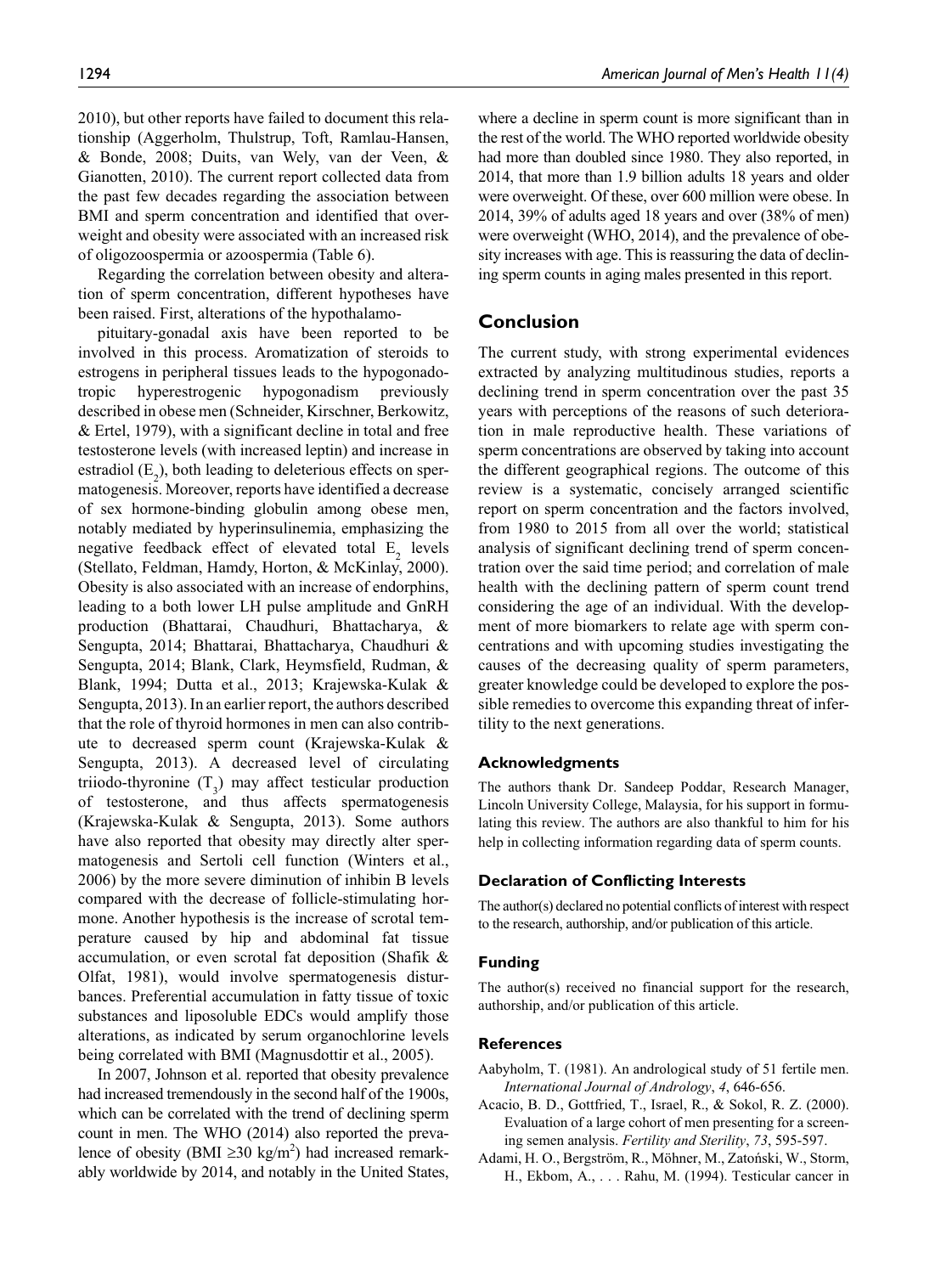2010), but other reports have failed to document this relationship (Aggerholm, Thulstrup, Toft, Ramlau-Hansen, & Bonde, 2008; Duits, van Wely, van der Veen, & Gianotten, 2010). The current report collected data from the past few decades regarding the association between BMI and sperm concentration and identified that overweight and obesity were associated with an increased risk of oligozoospermia or azoospermia (Table 6).

Regarding the correlation between obesity and alteration of sperm concentration, different hypotheses have been raised. First, alterations of the hypothalamo-pituitary-gonadal axis have been reported to be involved in this process. Aromatization of steroids to estrogens in peripheral tissues leads to the hypogonadotropic hyperestrogenic hypogonadism previously described in obese men (Schneider, Kirschner, Berkowitz, & Ertel, 1979), with a significant decline in total and free testosterone levels (with increased leptin) and increase in estradiol ($E_2$), both leading to deleterious effects on spermatogenesis. Moreover, reports have identified a decrease of sex hormone-binding globulin among obese men, notably mediated by hyperinsulinemia, emphasizing the negative feedback effect of elevated total $E_2$ levels (Stellato, Feldman, Hamdy, Horton, & McKinlay, 2000). Obesity is also associated with an increase of endorphins, leading to a both lower LH pulse amplitude and GnRH production (Bhattarai, Chaudhuri, Bhattacharya, & Sengupta, 2014; Bhattarai, Bhattacharya, Chaudhuri & Sengupta, 2014; Blank, Clark, Heymsfield, Rudman, & Blank, 1994; Dutta et al., 2013; Krajewska-Kulak & Sengupta, 2013). In an earlier report, the authors described that the role of thyroid hormones in men can also contribute to decreased sperm count (Krajewska-Kulak & Sengupta, 2013). A decreased level of circulating triiodo-thyronine ($T_3$) may affect testicular production of testosterone, and thus affects spermatogenesis (Krajewska-Kulak & Sengupta, 2013). Some authors have also reported that obesity may directly alter spermatogenesis and Sertoli cell function (Winters et al., 2006) by the more severe diminution of inhibin B levels compared with the decrease of follicle-stimulating hormone. Another hypothesis is the increase of scrotal temperature caused by hip and abdominal fat tissue accumulation, or even scrotal fat deposition (Shafik & Olfat, 1981), would involve spermatogenesis disturbances. Preferential accumulation in fatty tissue of toxic substances and liposoluble EDCs would amplify those alterations, as indicated by serum organochlorine levels being correlated with BMI (Magnusdottir et al., 2005).

In 2007, Johnson et al. reported that obesity prevalence had increased tremendously in the second half of the 1900s, which can be correlated with the trend of declining sperm count in men. The WHO (2014) also reported the prevalence of obesity (BMI $\geq$30 kg/m$^2$) had increased remarkably worldwide by 2014, and notably in the United States, where a decline in sperm count is more significant than in the rest of the world. The WHO reported worldwide obesity had more than doubled since 1980. They also reported, in 2014, that more than 1.9 billion adults 18 years and older were overweight. Of these, over 600 million were obese. In 2014, 39% of adults aged 18 years and over (38% of men) were overweight (WHO, 2014), and the prevalence of obesity increases with age. This is reassuring the data of declining sperm counts in aging males presented in this report.

## Conclusion

The current study, with strong experimental evidences extracted by analyzing multitudinous studies, reports a declining trend in sperm concentration over the past 35 years with perceptions of the reasons of such deterioration in male reproductive health. These variations of sperm concentrations are observed by taking into account the different geographical regions. The outcome of this review is a systematic, concisely arranged scientific report on sperm concentration and the factors involved, from 1980 to 2015 from all over the world; statistical analysis of significant declining trend of sperm concentration over the said time period; and correlation of male health with the declining pattern of sperm count trend considering the age of an individual. With the development of more biomarkers to relate age with sperm concentrations and with upcoming studies investigating the causes of the decreasing quality of sperm parameters, greater knowledge could be developed to explore the possible remedies to overcome this expanding threat of infertility to the next generations.

### Acknowledgments

The authors thank Dr. Sandeep Poddar, Research Manager, Lincoln University College, Malaysia, for his support in formulating this review. The authors are also thankful to him for his help in collecting information regarding data of sperm counts.

### Declaration of Conflicting Interests

The author(s) declared no potential conflicts of interest with respect to the research, authorship, and/or publication of this article.

### Funding

The author(s) received no financial support for the research, authorship, and/or publication of this article.

### References

Aabyholm, T. (1981). An andrological study of 51 fertile men. *International Journal of Andrology*, *4*, 646-656.

Acacio, B. D., Gottfried, T., Israel, R., & Sokol, R. Z. (2000). Evaluation of a large cohort of men presenting for a screening semen analysis. *Fertility and Sterility*, *73*, 595-597.

Adami, H. O., Bergström, R., Möhner, M., Zatoński, W., Storm, H., Ekbom, A., . . . Rahu, M. (1994). Testicular cancer in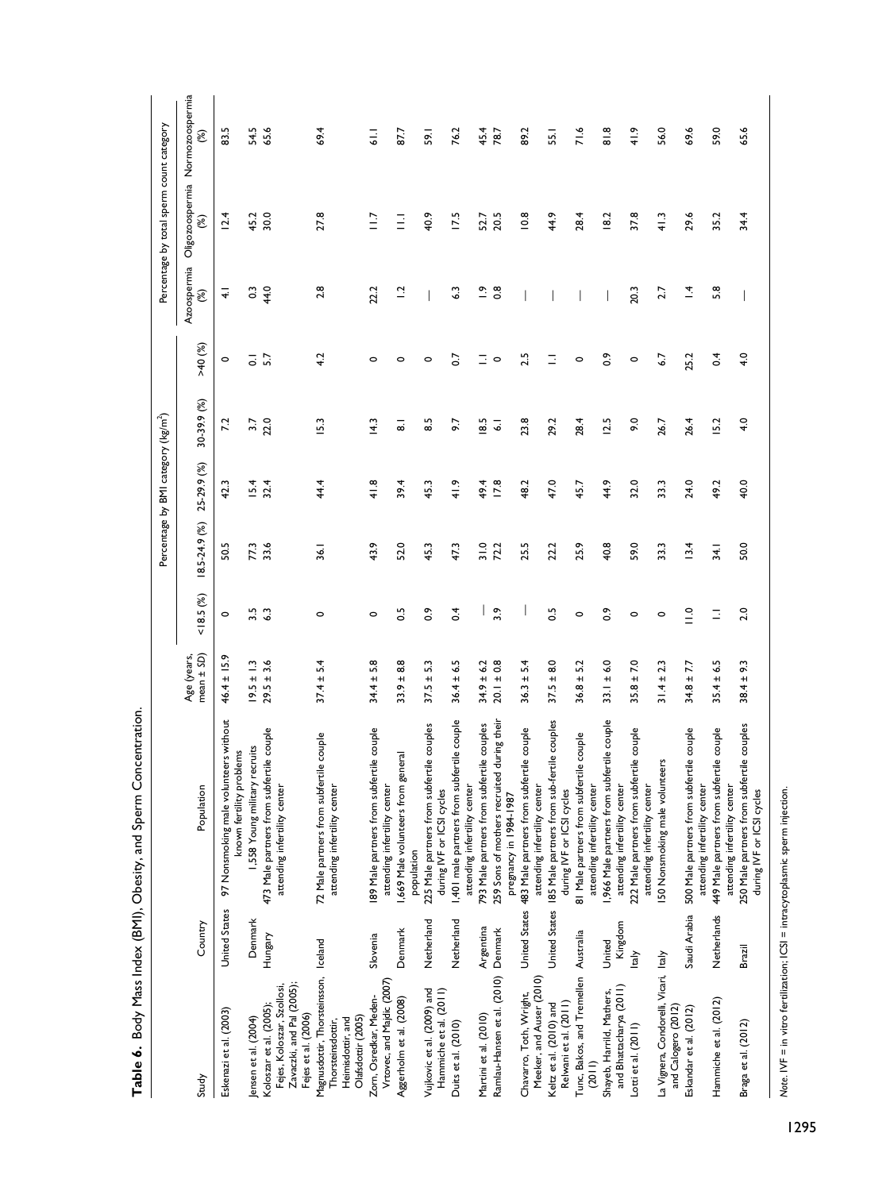**Table 6.** Body Mass Index (BMI), Obesity, and Sperm Concentration.

| Study | Country | Population | Age (years, mean ± SD) | Percentage by BMI category (kg/m$^2$) | | | | | Percentage by total sperm count category | | |
|---|---|---|---|---|---|---|---|---|---|---|---|
| | | | | <18.5 (%) | 18.5-24.9 (%) | 25-29.9 (%) | 30-39.9 (%) | >40 (%) | Azoospermia (%) | Oligozoospermia (%) | Normozoospermia (%) |
| Eskenazi et al. (2003) | United States | 97 Nonsmoking male volunteers without known fertility problems | 46.4 ± 15.9 | 0 | 50.5 | 42.3 | 7.2 | 0 | 4.1 | 12.4 | 83.5 |
| Jensen et al. (2004) | Denmark | 1,558 Young military recruits | 19.5 ± 1.3 | 3.5 | 77.3 | 15.4 | 3.7 | 0.1 | 0.3 | 45.2 | 54.5 |
| Koloszar et al. (2005); Fejes, Koloszar, Szollosi, Zavaczki, and Pal (2005); Fejes et al. (2006) | Hungary | 473 Male partners from subfertile couple attending infertility center | 29.5 ± 3.6 | 6.3 | 33.6 | 32.4 | 22.0 | 5.7 | 44.0 | 30.0 | 65.6 |
| Magnusdottir, Thorsteinsson, Thorsteinsdottir, Heimisdottir, and Olafsdottir (2005) | Iceland | 72 Male partners from subfertile couple attending infertility center | 37.4 ± 5.4 | 0 | 36.1 | 44.4 | 15.3 | 4.2 | 2.8 | 27.8 | 69.4 |
| Zorn, Osredkar, Meden-Vrtovec, and Majdic (2007) | Slovenia | 189 Male partners from subfertile couple attending infertility center | 34.4 ± 5.8 | 0 | 43.9 | 41.8 | 14.3 | 0 | 22.2 | 11.7 | 61.1 |
| Aggerholm et al. (2008) | Denmark | 1,669 Male volunteers from general population | 33.9 ± 8.8 | 0.5 | 52.0 | 39.4 | 8.1 | 0 | 1.2 | 11.1 | 87.7 |
| Vujkovic et al. (2009) and Hammiche et al. (2011) | Netherland | 225 Male partners from subfertile couples during IVF or ICSI cycles | 37.5 ± 5.3 | 0.9 | 45.3 | 45.3 | 8.5 | 0 | — | 40.9 | 59.1 |
| Duits et al. (2010) | Netherland | 1,401 male partners from subfertile couple attending infertility center | 36.4 ± 6.5 | 0.4 | 47.3 | 41.9 | 9.7 | 0.7 | 6.3 | 17.5 | 76.2 |
| Martini et al. (2010) | Argentina | 793 Male partners from subfertile couples | 34.9 ± 6.2 | — | 31.0 | 49.4 | 18.5 | 1.1 | 1.9 | 52.7 | 45.4 |
| Ramlau-Hansen et al. (2010) | Denmark | 259 Sons of mothers recruited during their pregnancy in 1984-1987 | 20.1 ± 0.8 | 3.9 | 72.2 | 17.8 | 6.1 | 0 | 0.8 | 20.5 | 78.7 |
| Chavarro, Toth, Wright, Meeker, and Auser (2010) | United States | 483 Male partners from subfertile couple attending infertility center | 36.3 ± 5.4 | — | 25.5 | 48.2 | 23.8 | 2.5 | — | 10.8 | 89.2 |
| Keltz et al. (2010) and Relwani et al. (2011) | United States | 185 Male partners from sub-fertile couples during IVF or ICSI cycles | 37.5 ± 8.0 | 0.5 | 22.2 | 47.0 | 29.2 | 1.1 | — | 44.9 | 55.1 |
| Tunc, Bakos, and Tremellen (2011) | Australia | 81 Male partners from subfertile couple attending infertility center | 36.8 ± 5.2 | 0 | 25.9 | 45.7 | 28.4 | 0 | — | 28.4 | 71.6 |
| Shayeb, Harrild, Mathers, and Bhattacharya (2011) | United Kingdom | 1,966 Male partners from subfertile couple attending infertility center | 33.1 ± 6.0 | 0.9 | 40.8 | 44.9 | 12.5 | 0.9 | — | 18.2 | 81.8 |
| Lotti et al. (2011) | Italy | 222 Male partners from subfertile couple attending infertility center | 35.8 ± 7.0 | 0 | 59.0 | 32.0 | 9.0 | 0 | 20.3 | 37.8 | 41.9 |
| La Vignera, Condorelli, Vicari, and Calogero (2012) | Italy | 150 Nonsmoking male volunteers | 31.4 ± 2.3 | 0 | 33.3 | 33.3 | 26.7 | 6.7 | 2.7 | 41.3 | 56.0 |
| Eskandar et al. (2012) | Saudi Arabia | 500 Male partners from subfertile couple attending infertility center | 34.8 ± 7.7 | 11.0 | 13.4 | 24.0 | 26.4 | 25.2 | 1.4 | 29.6 | 69.6 |
| Hammiche et al. (2012) | Netherlands | 449 Male partners from subfertile couple attending infertility center | 35.4 ± 6.5 | 1.1 | 34.1 | 49.2 | 15.2 | 0.4 | 5.8 | 35.2 | 59.0 |
| Braga et al. (2012) | Brazil | 250 Male partners from subfertile couples during IVF or ICSI cycles | 38.4 ± 9.3 | 2.0 | 50.0 | 40.0 | 4.0 | 4.0 | — | 34.4 | 65.6 |

*Note.* IVF = in vitro fertilization; ICSI = intracytoplasmic sperm injection.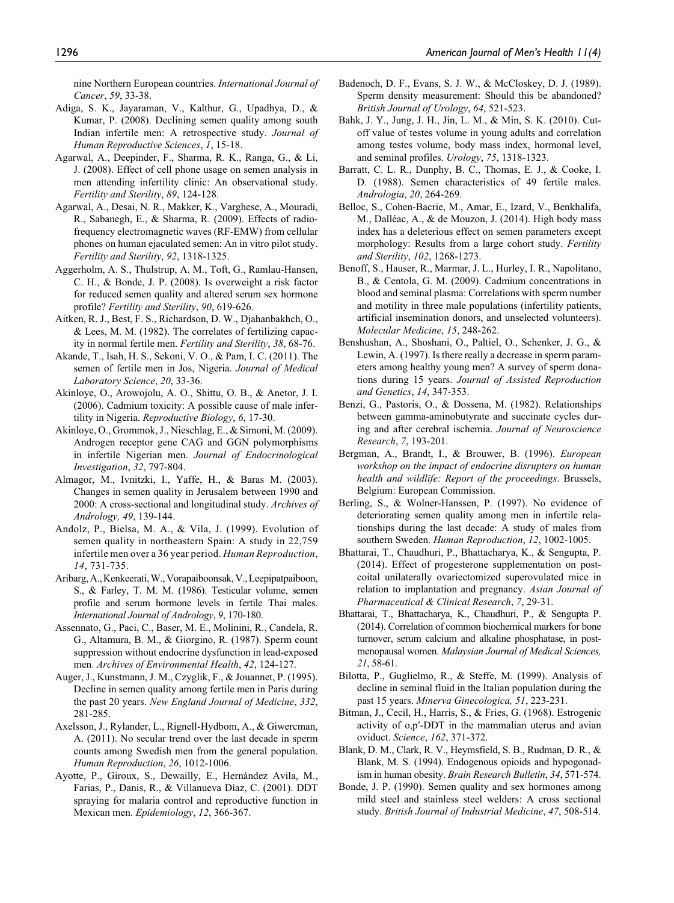nine Northern European countries. *International Journal of Cancer*, *59*, 33-38.

Adiga, S. K., Jayaraman, V., Kalthur, G., Upadhya, D., & Kumar, P. (2008). Declining semen quality among south Indian infertile men: A retrospective study. *Journal of Human Reproductive Sciences*, *1*, 15-18.

Agarwal, A., Deepinder, F., Sharma, R. K., Ranga, G., & Li, J. (2008). Effect of cell phone usage on semen analysis in men attending infertility clinic: An observational study. *Fertility and Sterility*, *89*, 124-128.

Agarwal, A., Desai, N. R., Makker, K., Varghese, A., Mouradi, R., Sabanegh, E., & Sharma, R. (2009). Effects of radiofrequency electromagnetic waves (RF-EMW) from cellular phones on human ejaculated semen: An in vitro pilot study. *Fertility and Sterility*, *92*, 1318-1325.

Aggerholm, A. S., Thulstrup, A. M., Toft, G., Ramlau-Hansen, C. H., & Bonde, J. P. (2008). Is overweight a risk factor for reduced semen quality and altered serum sex hormone profile? *Fertility and Sterility*, *90*, 619-626.

Aitken, R. J., Best, F. S., Richardson, D. W., Djahanbakhch, O., & Lees, M. M. (1982). The correlates of fertilizing capacity in normal fertile men. *Fertility and Sterility*, *38*, 68-76.

Akande, T., Isah, H. S., Sekoni, V. O., & Pam, I. C. (2011). The semen of fertile men in Jos, Nigeria. *Journal of Medical Laboratory Science*, *20*, 33-36.

Akinloye, O., Arowojolu, A. O., Shittu, O. B., & Anetor, J. I. (2006). Cadmium toxicity: A possible cause of male infertility in Nigeria. *Reproductive Biology*, *6*, 17-30.

Akinloye, O., Grommok, J., Nieschlag, E., & Simoni, M. (2009). Androgen receptor gene CAG and GGN polymorphisms in infertile Nigerian men. *Journal of Endocrinological Investigation*, *32*, 797-804.

Almagor, M., Ivnitzki, I., Yaffe, H., & Baras M. (2003). Changes in semen quality in Jerusalem between 1990 and 2000: A cross-sectional and longitudinal study. *Archives of Andrology, 49*, 139-144.

Andolz, P., Bielsa, M. A., & Vila, J. (1999). Evolution of semen quality in northeastern Spain: A study in 22,759 infertile men over a 36 year period. *Human Reproduction*, *14*, 731-735.

Aribarg, A., Kenkeerati, W., Vorapaiboonsak, V., Leepipatpaiboon, S., & Farley, T. M. M. (1986). Testicular volume, semen profile and serum hormone levels in fertile Thai males. *International Journal of Andrology*, *9*, 170-180.

Assennato, G., Paci, C., Baser, M. E., Molinini, R., Candela, R. G., Altamura, B. M., & Giorgino, R. (1987). Sperm count suppression without endocrine dysfunction in lead-exposed men. *Archives of Environmental Health*, *42*, 124-127.

Auger, J., Kunstmann, J. M., Czyglik, F., & Jouannet, P. (1995). Decline in semen quality among fertile men in Paris during the past 20 years. *New England Journal of Medicine*, *332*, 281-285.

Axelsson, J., Rylander, L., Rignell-Hydbom, A., & Giwercman, A. (2011). No secular trend over the last decade in sperm counts among Swedish men from the general population. *Human Reproduction*, *26*, 1012-1006.

Ayotte, P., Giroux, S., Dewailly, E., Hernández Avila, M., Farias, P., Danis, R., & Villanueva Díaz, C. (2001). DDT spraying for malaria control and reproductive function in Mexican men. *Epidemiology*, *12*, 366-367.

Badenoch, D. F., Evans, S. J. W., & McCloskey, D. J. (1989). Sperm density measurement: Should this be abandoned? *British Journal of Urology*, *64*, 521-523.

Bahk, J. Y., Jung, J. H., Jin, L. M., & Min, S. K. (2010). Cut-off value of testes volume in young adults and correlation among testes volume, body mass index, hormonal level, and seminal profiles. *Urology*, *75*, 1318-1323.

Barratt, C. L. R., Dunphy, B. C., Thomas, E. J., & Cooke, I. D. (1988). Semen characteristics of 49 fertile males. *Andrologia*, *20*, 264-269.

Belloc, S., Cohen-Bacrie, M., Amar, E., Izard, V., Benkhalifa, M., Dalléac, A., & de Mouzon, J. (2014). High body mass index has a deleterious effect on semen parameters except morphology: Results from a large cohort study. *Fertility and Sterility*, *102*, 1268-1273.

Benoff, S., Hauser, R., Marmar, J. L., Hurley, I. R., Napolitano, B., & Centola, G. M. (2009). Cadmium concentrations in blood and seminal plasma: Correlations with sperm number and motility in three male populations (infertility patients, artificial insemination donors, and unselected volunteers). *Molecular Medicine*, *15*, 248-262.

Benshushan, A., Shoshani, O., Paltiel, O., Schenker, J. G., & Lewin, A. (1997). Is there really a decrease in sperm parameters among healthy young men? A survey of sperm donations during 15 years. *Journal of Assisted Reproduction and Genetics*, *14*, 347-353.

Benzi, G., Pastoris, O., & Dossena, M. (1982). Relationships between gamma-aminobutyrate and succinate cycles during and after cerebral ischemia. *Journal of Neuroscience Research*, *7*, 193-201.

Bergman, A., Brandt, I., & Brouwer, B. (1996). *European workshop on the impact of endocrine disrupters on human health and wildlife: Report of the proceedings*. Brussels, Belgium: European Commission.

Berling, S., & Wolner-Hanssen, P. (1997). No evidence of deteriorating semen quality among men in infertile relationships during the last decade: A study of males from southern Sweden. *Human Reproduction*, *12*, 1002-1005.

Bhattarai, T., Chaudhuri, P., Bhattacharya, K., & Sengupta, P. (2014). Effect of progesterone supplementation on post-coital unilaterally ovariectomized superovulated mice in relation to implantation and pregnancy. *Asian Journal of Pharmaceutical & Clinical Research*, *7*, 29-31.

Bhattarai, T., Bhattacharya, K., Chaudhuri, P., & Sengupta P. (2014). Correlation of common biochemical markers for bone turnover, serum calcium and alkaline phosphatase, in post-menopausal women. *Malaysian Journal of Medical Sciences, 21*, 58-61.

Bilotta, P., Guglielmo, R., & Steffe, M. (1999). Analysis of decline in seminal fluid in the Italian population during the past 15 years. *Minerva Ginecologica, 51*, 223-231.

Bitman, J., Cecil, H., Harris, S., & Fries, G. (1968). Estrogenic activity of o,p′-DDT in the mammalian uterus and avian oviduct. *Science*, *162*, 371-372.

Blank, D. M., Clark, R. V., Heymsfield, S. B., Rudman, D. R., & Blank, M. S. (1994). Endogenous opioids and hypogonadism in human obesity. *Brain Research Bulletin*, *34*, 571-574.

Bonde, J. P. (1990). Semen quality and sex hormones among mild steel and stainless steel welders: A cross sectional study. *British Journal of Industrial Medicine*, *47*, 508-514.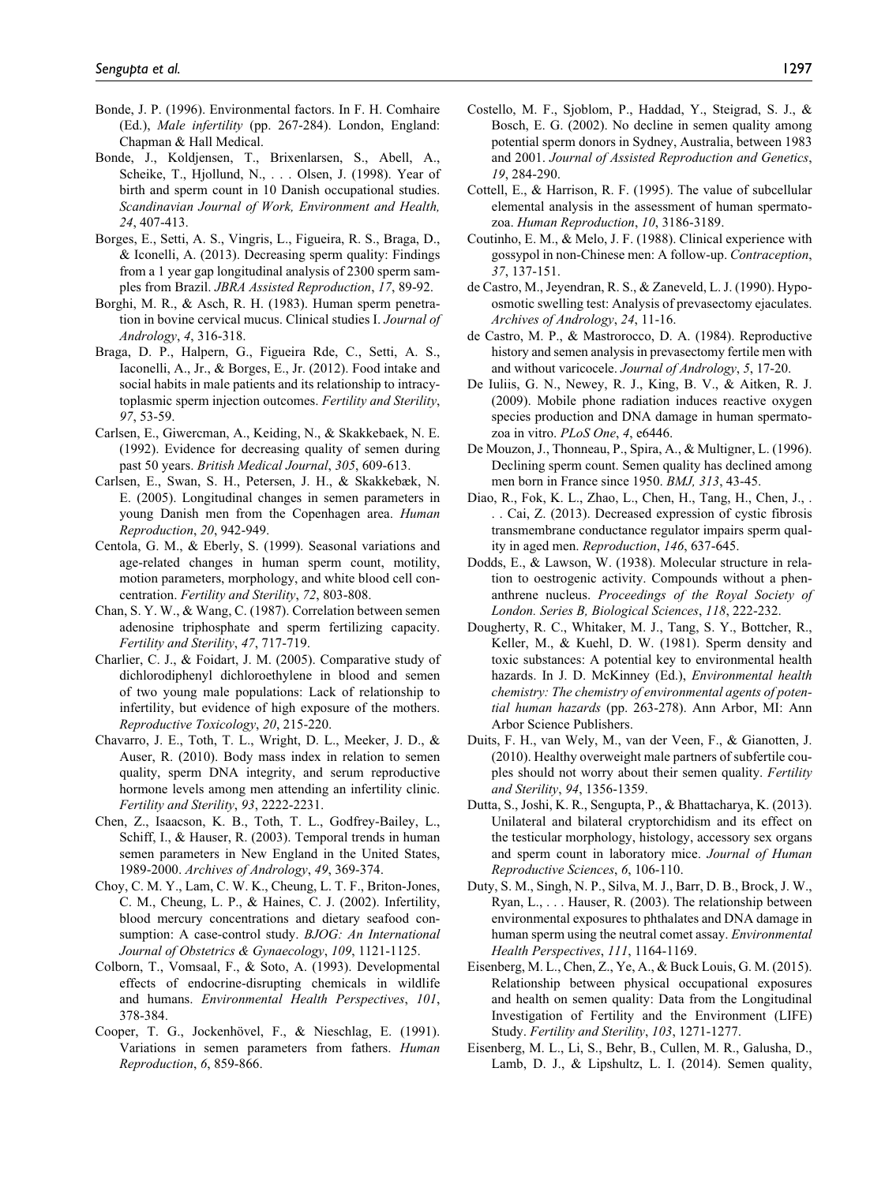Bonde, J. P. (1996). Environmental factors. In F. H. Comhaire (Ed.), *Male infertility* (pp. 267-284). London, England: Chapman & Hall Medical.

Bonde, J., Koldjensen, T., Brixenlarsen, S., Abell, A., Scheike, T., Hjollund, N., . . . Olsen, J. (1998). Year of birth and sperm count in 10 Danish occupational studies. *Scandinavian Journal of Work, Environment and Health, 24*, 407-413.

Borges, E., Setti, A. S., Vingris, L., Figueira, R. S., Braga, D., & Iconelli, A. (2013). Decreasing sperm quality: Findings from a 1 year gap longitudinal analysis of 2300 sperm samples from Brazil. *JBRA Assisted Reproduction*, *17*, 89-92.

Borghi, M. R., & Asch, R. H. (1983). Human sperm penetration in bovine cervical mucus. Clinical studies I. *Journal of Andrology*, *4*, 316-318.

Braga, D. P., Halpern, G., Figueira Rde, C., Setti, A. S., Iaconelli, A., Jr., & Borges, E., Jr. (2012). Food intake and social habits in male patients and its relationship to intracytoplasmic sperm injection outcomes. *Fertility and Sterility*, *97*, 53-59.

Carlsen, E., Giwercman, A., Keiding, N., & Skakkebaek, N. E. (1992). Evidence for decreasing quality of semen during past 50 years. *British Medical Journal*, *305*, 609-613.

Carlsen, E., Swan, S. H., Petersen, J. H., & Skakkebæk, N. E. (2005). Longitudinal changes in semen parameters in young Danish men from the Copenhagen area. *Human Reproduction*, *20*, 942-949.

Centola, G. M., & Eberly, S. (1999). Seasonal variations and age-related changes in human sperm count, motility, motion parameters, morphology, and white blood cell concentration. *Fertility and Sterility*, *72*, 803-808.

Chan, S. Y. W., & Wang, C. (1987). Correlation between semen adenosine triphosphate and sperm fertilizing capacity. *Fertility and Sterility*, *47*, 717-719.

Charlier, C. J., & Foidart, J. M. (2005). Comparative study of dichlorodiphenyl dichloroethylene in blood and semen of two young male populations: Lack of relationship to infertility, but evidence of high exposure of the mothers. *Reproductive Toxicology*, *20*, 215-220.

Chavarro, J. E., Toth, T. L., Wright, D. L., Meeker, J. D., & Auser, R. (2010). Body mass index in relation to semen quality, sperm DNA integrity, and serum reproductive hormone levels among men attending an infertility clinic. *Fertility and Sterility*, *93*, 2222-2231.

Chen, Z., Isaacson, K. B., Toth, T. L., Godfrey-Bailey, L., Schiff, I., & Hauser, R. (2003). Temporal trends in human semen parameters in New England in the United States, 1989-2000. *Archives of Andrology*, *49*, 369-374.

Choy, C. M. Y., Lam, C. W. K., Cheung, L. T. F., Briton-Jones, C. M., Cheung, L. P., & Haines, C. J. (2002). Infertility, blood mercury concentrations and dietary seafood consumption: A case-control study. *BJOG: An International Journal of Obstetrics & Gynaecology*, *109*, 1121-1125.

Colborn, T., Vomsaal, F., & Soto, A. (1993). Developmental effects of endocrine-disrupting chemicals in wildlife and humans. *Environmental Health Perspectives*, *101*, 378-384.

Cooper, T. G., Jockenhövel, F., & Nieschlag, E. (1991). Variations in semen parameters from fathers. *Human Reproduction*, *6*, 859-866.

Costello, M. F., Sjoblom, P., Haddad, Y., Steigrad, S. J., & Bosch, E. G. (2002). No decline in semen quality among potential sperm donors in Sydney, Australia, between 1983 and 2001. *Journal of Assisted Reproduction and Genetics*, *19*, 284-290.

Cottell, E., & Harrison, R. F. (1995). The value of subcellular elemental analysis in the assessment of human spermatozoa. *Human Reproduction*, *10*, 3186-3189.

Coutinho, E. M., & Melo, J. F. (1988). Clinical experience with gossypol in non-Chinese men: A follow-up. *Contraception*, *37*, 137-151.

de Castro, M., Jeyendran, R. S., & Zaneveld, L. J. (1990). Hypo-osmotic swelling test: Analysis of prevasectomy ejaculates. *Archives of Andrology*, *24*, 11-16.

de Castro, M. P., & Mastrorocco, D. A. (1984). Reproductive history and semen analysis in prevasectomy fertile men with and without varicocele. *Journal of Andrology*, *5*, 17-20.

De Iuliis, G. N., Newey, R. J., King, B. V., & Aitken, R. J. (2009). Mobile phone radiation induces reactive oxygen species production and DNA damage in human spermatozoa in vitro. *PLoS One*, *4*, e6446.

De Mouzon, J., Thonneau, P., Spira, A., & Multigner, L. (1996). Declining sperm count. Semen quality has declined among men born in France since 1950. *BMJ, 313*, 43-45.

Diao, R., Fok, K. L., Zhao, L., Chen, H., Tang, H., Chen, J., . . . Cai, Z. (2013). Decreased expression of cystic fibrosis transmembrane conductance regulator impairs sperm quality in aged men. *Reproduction*, *146*, 637-645.

Dodds, E., & Lawson, W. (1938). Molecular structure in relation to oestrogenic activity. Compounds without a phenanthrene nucleus. *Proceedings of the Royal Society of London. Series B, Biological Sciences*, *118*, 222-232.

Dougherty, R. C., Whitaker, M. J., Tang, S. Y., Bottcher, R., Keller, M., & Kuehl, D. W. (1981). Sperm density and toxic substances: A potential key to environmental health hazards. In J. D. McKinney (Ed.), *Environmental health chemistry: The chemistry of environmental agents of potential human hazards* (pp. 263-278). Ann Arbor, MI: Ann Arbor Science Publishers.

Duits, F. H., van Wely, M., van der Veen, F., & Gianotten, J. (2010). Healthy overweight male partners of subfertile couples should not worry about their semen quality. *Fertility and Sterility*, *94*, 1356-1359.

Dutta, S., Joshi, K. R., Sengupta, P., & Bhattacharya, K. (2013). Unilateral and bilateral cryptorchidism and its effect on the testicular morphology, histology, accessory sex organs and sperm count in laboratory mice. *Journal of Human Reproductive Sciences*, *6*, 106-110.

Duty, S. M., Singh, N. P., Silva, M. J., Barr, D. B., Brock, J. W., Ryan, L., . . . Hauser, R. (2003). The relationship between environmental exposures to phthalates and DNA damage in human sperm using the neutral comet assay. *Environmental Health Perspectives*, *111*, 1164-1169.

Eisenberg, M. L., Chen, Z., Ye, A., & Buck Louis, G. M. (2015). Relationship between physical occupational exposures and health on semen quality: Data from the Longitudinal Investigation of Fertility and the Environment (LIFE) Study. *Fertility and Sterility*, *103*, 1271-1277.

Eisenberg, M. L., Li, S., Behr, B., Cullen, M. R., Galusha, D., Lamb, D. J., & Lipshultz, L. I. (2014). Semen quality,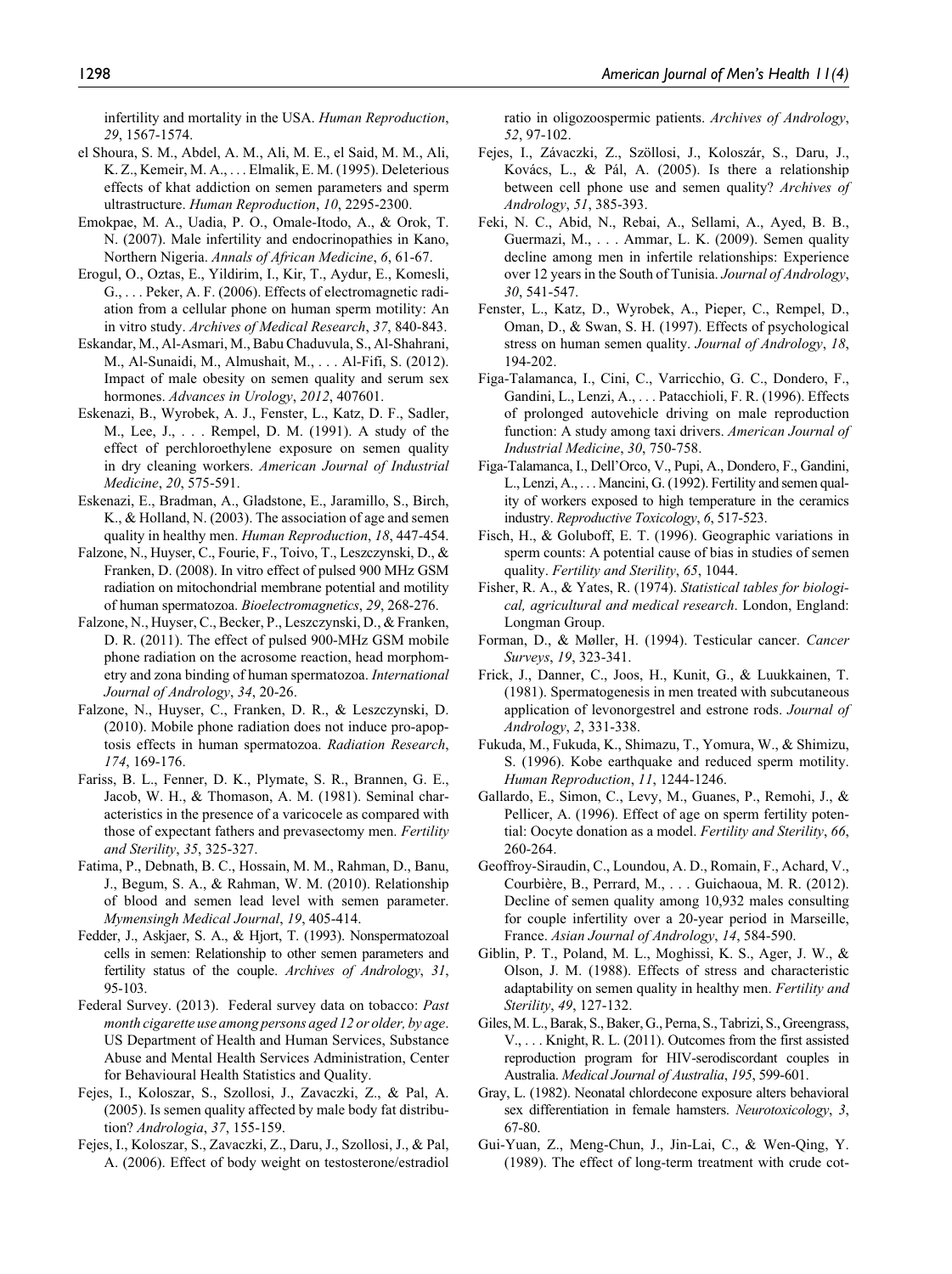infertility and mortality in the USA. *Human Reproduction*, *29*, 1567-1574.

el Shoura, S. M., Abdel, A. M., Ali, M. E., el Said, M. M., Ali, K. Z., Kemeir, M. A., . . . Elmalik, E. M. (1995). Deleterious effects of khat addiction on semen parameters and sperm ultrastructure. *Human Reproduction*, *10*, 2295-2300.

Emokpae, M. A., Uadia, P. O., Omale-Itodo, A., & Orok, T. N. (2007). Male infertility and endocrinopathies in Kano, Northern Nigeria. *Annals of African Medicine*, *6*, 61-67.

Erogul, O., Oztas, E., Yildirim, I., Kir, T., Aydur, E., Komesli, G., . . . Peker, A. F. (2006). Effects of electromagnetic radiation from a cellular phone on human sperm motility: An in vitro study. *Archives of Medical Research*, *37*, 840-843.

Eskandar, M., Al-Asmari, M., Babu Chaduvula, S., Al-Shahrani, M., Al-Sunaidi, M., Almushait, M., . . . Al-Fifi, S. (2012). Impact of male obesity on semen quality and serum sex hormones. *Advances in Urology*, *2012*, 407601.

Eskenazi, B., Wyrobek, A. J., Fenster, L., Katz, D. F., Sadler, M., Lee, J., . . . Rempel, D. M. (1991). A study of the effect of perchloroethylene exposure on semen quality in dry cleaning workers. *American Journal of Industrial Medicine*, *20*, 575-591.

Eskenazi, E., Bradman, A., Gladstone, E., Jaramillo, S., Birch, K., & Holland, N. (2003). The association of age and semen quality in healthy men. *Human Reproduction*, *18*, 447-454.

Falzone, N., Huyser, C., Fourie, F., Toivo, T., Leszczynski, D., & Franken, D. (2008). In vitro effect of pulsed 900 MHz GSM radiation on mitochondrial membrane potential and motility of human spermatozoa. *Bioelectromagnetics*, *29*, 268-276.

Falzone, N., Huyser, C., Becker, P., Leszczynski, D., & Franken, D. R. (2011). The effect of pulsed 900-MHz GSM mobile phone radiation on the acrosome reaction, head morphometry and zona binding of human spermatozoa. *International Journal of Andrology*, *34*, 20-26.

Falzone, N., Huyser, C., Franken, D. R., & Leszczynski, D. (2010). Mobile phone radiation does not induce pro-apoptosis effects in human spermatozoa. *Radiation Research*, *174*, 169-176.

Fariss, B. L., Fenner, D. K., Plymate, S. R., Brannen, G. E., Jacob, W. H., & Thomason, A. M. (1981). Seminal characteristics in the presence of a varicocele as compared with those of expectant fathers and prevasectomy men. *Fertility and Sterility*, *35*, 325-327.

Fatima, P., Debnath, B. C., Hossain, M. M., Rahman, D., Banu, J., Begum, S. A., & Rahman, W. M. (2010). Relationship of blood and semen lead level with semen parameter. *Mymensingh Medical Journal*, *19*, 405-414.

Fedder, J., Askjaer, S. A., & Hjort, T. (1993). Nonspermatozoal cells in semen: Relationship to other semen parameters and fertility status of the couple. *Archives of Andrology*, *31*, 95-103.

Federal Survey. (2013). Federal survey data on tobacco: *Past month cigarette use among persons aged 12 or older, by age*. US Department of Health and Human Services, Substance Abuse and Mental Health Services Administration, Center for Behavioural Health Statistics and Quality.

Fejes, I., Koloszar, S., Szollosi, J., Zavaczki, Z., & Pal, A. (2005). Is semen quality affected by male body fat distribution? *Andrologia*, *37*, 155-159.

Fejes, I., Koloszar, S., Zavaczki, Z., Daru, J., Szollosi, J., & Pal, A. (2006). Effect of body weight on testosterone/estradiol ratio in oligozoospermic patients. *Archives of Andrology*, *52*, 97-102.

Fejes, I., Závaczki, Z., Szöllosi, J., Koloszár, S., Daru, J., Kovács, L., & Pál, A. (2005). Is there a relationship between cell phone use and semen quality? *Archives of Andrology*, *51*, 385-393.

Feki, N. C., Abid, N., Rebai, A., Sellami, A., Ayed, B. B., Guermazi, M., . . . Ammar, L. K. (2009). Semen quality decline among men in infertile relationships: Experience over 12 years in the South of Tunisia. *Journal of Andrology*, *30*, 541-547.

Fenster, L., Katz, D., Wyrobek, A., Pieper, C., Rempel, D., Oman, D., & Swan, S. H. (1997). Effects of psychological stress on human semen quality. *Journal of Andrology*, *18*, 194-202.

Figa-Talamanca, I., Cini, C., Varricchio, G. C., Dondero, F., Gandini, L., Lenzi, A., . . . Patacchioli, F. R. (1996). Effects of prolonged autovehicle driving on male reproduction function: A study among taxi drivers. *American Journal of Industrial Medicine*, *30*, 750-758.

Figa-Talamanca, I., Dell'Orco, V., Pupi, A., Dondero, F., Gandini, L., Lenzi, A., . . . Mancini, G. (1992). Fertility and semen quality of workers exposed to high temperature in the ceramics industry. *Reproductive Toxicology*, *6*, 517-523.

Fisch, H., & Goluboff, E. T. (1996). Geographic variations in sperm counts: A potential cause of bias in studies of semen quality. *Fertility and Sterility*, *65*, 1044.

Fisher, R. A., & Yates, R. (1974). *Statistical tables for biological, agricultural and medical research*. London, England: Longman Group.

Forman, D., & Møller, H. (1994). Testicular cancer. *Cancer Surveys*, *19*, 323-341.

Frick, J., Danner, C., Joos, H., Kunit, G., & Luukkainen, T. (1981). Spermatogenesis in men treated with subcutaneous application of levonorgestrel and estrone rods. *Journal of Andrology*, *2*, 331-338.

Fukuda, M., Fukuda, K., Shimazu, T., Yomura, W., & Shimizu, S. (1996). Kobe earthquake and reduced sperm motility. *Human Reproduction*, *11*, 1244-1246.

Gallardo, E., Simon, C., Levy, M., Guanes, P., Remohi, J., & Pellicer, A. (1996). Effect of age on sperm fertility potential: Oocyte donation as a model. *Fertility and Sterility*, *66*, 260-264.

Geoffroy-Siraudin, C., Loundou, A. D., Romain, F., Achard, V., Courbière, B., Perrard, M., . . . Guichaoua, M. R. (2012). Decline of semen quality among 10,932 males consulting for couple infertility over a 20-year period in Marseille, France. *Asian Journal of Andrology*, *14*, 584-590.

Giblin, P. T., Poland, M. L., Moghissi, K. S., Ager, J. W., & Olson, J. M. (1988). Effects of stress and characteristic adaptability on semen quality in healthy men. *Fertility and Sterility*, *49*, 127-132.

Giles, M. L., Barak, S., Baker, G., Perna, S., Tabrizi, S., Greengrass, V., . . . Knight, R. L. (2011). Outcomes from the first assisted reproduction program for HIV-serodiscordant couples in Australia. *Medical Journal of Australia*, *195*, 599-601.

Gray, L. (1982). Neonatal chlordecone exposure alters behavioral sex differentiation in female hamsters. *Neurotoxicology*, *3*, 67-80.

Gui-Yuan, Z., Meng-Chun, J., Jin-Lai, C., & Wen-Qing, Y. (1989). The effect of long-term treatment with crude cot-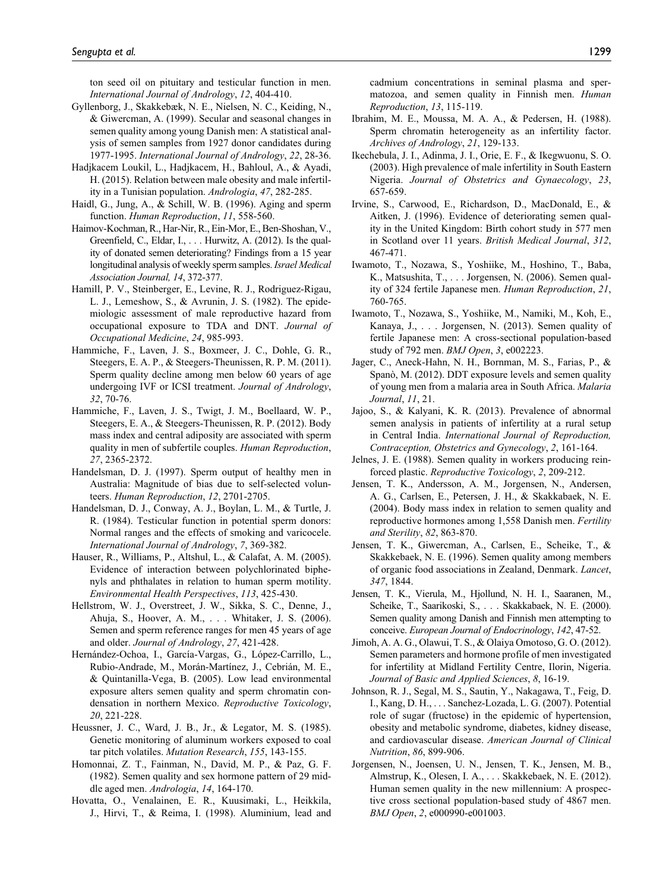ton seed oil on pituitary and testicular function in men. *International Journal of Andrology*, *12*, 404-410.

Gyllenborg, J., Skakkebæk, N. E., Nielsen, N. C., Keiding, N., & Giwercman, A. (1999). Secular and seasonal changes in semen quality among young Danish men: A statistical analysis of semen samples from 1927 donor candidates during 1977-1995. *International Journal of Andrology*, *22*, 28-36.

Hadjkacem Loukil, L., Hadjkacem, H., Bahloul, A., & Ayadi, H. (2015). Relation between male obesity and male infertility in a Tunisian population. *Andrologia*, *47*, 282-285.

Haidl, G., Jung, A., & Schill, W. B. (1996). Aging and sperm function. *Human Reproduction*, *11*, 558-560.

Haimov-Kochman, R., Har-Nir, R., Ein-Mor, E., Ben-Shoshan, V., Greenfield, C., Eldar, I., . . . Hurwitz, A. (2012). Is the quality of donated semen deteriorating? Findings from a 15 year longitudinal analysis of weekly sperm samples. *Israel Medical Association Journal, 14*, 372-377.

Hamill, P. V., Steinberger, E., Levine, R. J., Rodriguez-Rigau, L. J., Lemeshow, S., & Avrunin, J. S. (1982). The epidemiologic assessment of male reproductive hazard from occupational exposure to TDA and DNT. *Journal of Occupational Medicine*, *24*, 985-993.

Hammiche, F., Laven, J. S., Boxmeer, J. C., Dohle, G. R., Steegers, E. A. P., & Steegers-Theunissen, R. P. M. (2011). Sperm quality decline among men below 60 years of age undergoing IVF or ICSI treatment. *Journal of Andrology*, *32*, 70-76.

Hammiche, F., Laven, J. S., Twigt, J. M., Boellaard, W. P., Steegers, E. A., & Steegers-Theunissen, R. P. (2012). Body mass index and central adiposity are associated with sperm quality in men of subfertile couples. *Human Reproduction*, *27*, 2365-2372.

Handelsman, D. J. (1997). Sperm output of healthy men in Australia: Magnitude of bias due to self-selected volunteers. *Human Reproduction*, *12*, 2701-2705.

Handelsman, D. J., Conway, A. J., Boylan, L. M., & Turtle, J. R. (1984). Testicular function in potential sperm donors: Normal ranges and the effects of smoking and varicocele. *International Journal of Andrology*, *7*, 369-382.

Hauser, R., Williams, P., Altshul, L., & Calafat, A. M. (2005). Evidence of interaction between polychlorinated biphenyls and phthalates in relation to human sperm motility. *Environmental Health Perspectives*, *113*, 425-430.

Hellstrom, W. J., Overstreet, J. W., Sikka, S. C., Denne, J., Ahuja, S., Hoover, A. M., . . . Whitaker, J. S. (2006). Semen and sperm reference ranges for men 45 years of age and older. *Journal of Andrology*, *27*, 421-428.

Hernández-Ochoa, I., García-Vargas, G., López-Carrillo, L., Rubio-Andrade, M., Morán-Martínez, J., Cebrián, M. E., & Quintanilla-Vega, B. (2005). Low lead environmental exposure alters semen quality and sperm chromatin condensation in northern Mexico. *Reproductive Toxicology*, *20*, 221-228.

Heussner, J. C., Ward, J. B., Jr., & Legator, M. S. (1985). Genetic monitoring of aluminum workers exposed to coal tar pitch volatiles. *Mutation Research*, *155*, 143-155.

Homonnai, Z. T., Fainman, N., David, M. P., & Paz, G. F. (1982). Semen quality and sex hormone pattern of 29 middle aged men. *Andrologia*, *14*, 164-170.

Hovatta, O., Venalainen, E. R., Kuusimaki, L., Heikkila, J., Hirvi, T., & Reima, I. (1998). Aluminium, lead and cadmium concentrations in seminal plasma and spermatozoa, and semen quality in Finnish men. *Human Reproduction*, *13*, 115-119.

Ibrahim, M. E., Moussa, M. A. A., & Pedersen, H. (1988). Sperm chromatin heterogeneity as an infertility factor. *Archives of Andrology*, *21*, 129-133.

Ikechebula, J. I., Adinma, J. I., Orie, E. F., & Ikegwuonu, S. O. (2003). High prevalence of male infertility in South Eastern Nigeria. *Journal of Obstetrics and Gynaecology*, *23*, 657-659.

Irvine, S., Carwood, E., Richardson, D., MacDonald, E., & Aitken, J. (1996). Evidence of deteriorating semen quality in the United Kingdom: Birth cohort study in 577 men in Scotland over 11 years. *British Medical Journal*, *312*, 467-471.

Iwamoto, T., Nozawa, S., Yoshiike, M., Hoshino, T., Baba, K., Matsushita, T., . . . Jorgensen, N. (2006). Semen quality of 324 fertile Japanese men. *Human Reproduction*, *21*, 760-765.

Iwamoto, T., Nozawa, S., Yoshiike, M., Namiki, M., Koh, E., Kanaya, J., . . . Jorgensen, N. (2013). Semen quality of fertile Japanese men: A cross-sectional population-based study of 792 men. *BMJ Open*, *3*, e002223.

Jager, C., Aneck-Hahn, N. H., Bornman, M. S., Farias, P., & Spanò, M. (2012). DDT exposure levels and semen quality of young men from a malaria area in South Africa. *Malaria Journal*, *11*, 21.

Jajoo, S., & Kalyani, K. R. (2013). Prevalence of abnormal semen analysis in patients of infertility at a rural setup in Central India. *International Journal of Reproduction, Contraception, Obstetrics and Gynecology*, *2*, 161-164.

Jelnes, J. E. (1988). Semen quality in workers producing reinforced plastic. *Reproductive Toxicology*, *2*, 209-212.

Jensen, T. K., Andersson, A. M., Jorgensen, N., Andersen, A. G., Carlsen, E., Petersen, J. H., & Skakkabaek, N. E. (2004). Body mass index in relation to semen quality and reproductive hormones among 1,558 Danish men. *Fertility and Sterility*, *82*, 863-870.

Jensen, T. K., Giwercman, A., Carlsen, E., Scheike, T., & Skakkebaek, N. E. (1996). Semen quality among members of organic food associations in Zealand, Denmark. *Lancet*, *347*, 1844.

Jensen, T. K., Vierula, M., Hjollund, N. H. I., Saaranen, M., Scheike, T., Saarikoski, S., . . . Skakkabaek, N. E. (2000). Semen quality among Danish and Finnish men attempting to conceive. *European Journal of Endocrinology*, *142*, 47-52.

Jimoh, A. A. G., Olawui, T. S., & Olaiya Omotoso, G. O. (2012). Semen parameters and hormone profile of men investigated for infertility at Midland Fertility Centre, Ilorin, Nigeria. *Journal of Basic and Applied Sciences*, *8*, 16-19.

Johnson, R. J., Segal, M. S., Sautin, Y., Nakagawa, T., Feig, D. I., Kang, D. H., . . . Sanchez-Lozada, L. G. (2007). Potential role of sugar (fructose) in the epidemic of hypertension, obesity and metabolic syndrome, diabetes, kidney disease, and cardiovascular disease. *American Journal of Clinical Nutrition*, *86*, 899-906.

Jorgensen, N., Joensen, U. N., Jensen, T. K., Jensen, M. B., Almstrup, K., Olesen, I. A., . . . Skakkebaek, N. E. (2012). Human semen quality in the new millennium: A prospective cross sectional population-based study of 4867 men. *BMJ Open*, *2*, e000990-e001003.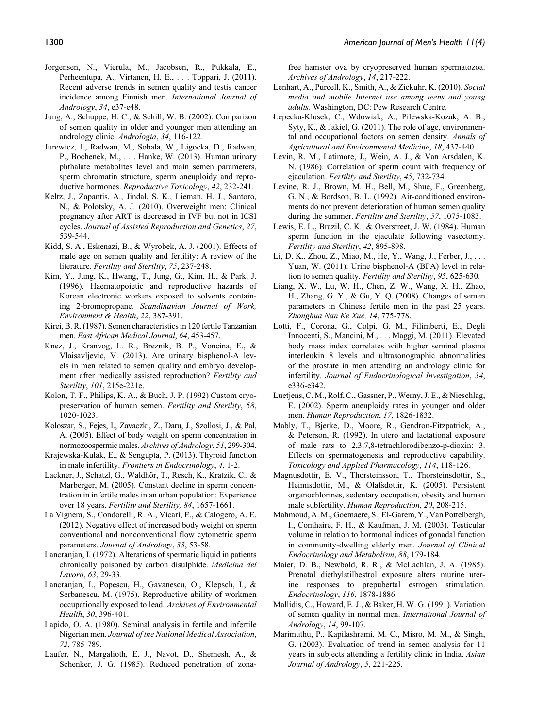Jorgensen, N., Vierula, M., Jacobsen, R., Pukkala, E., Perheentupa, A., Virtanen, H. E., . . . Toppari, J. (2011). Recent adverse trends in semen quality and testis cancer incidence among Finnish men. *International Journal of Andrology*, *34*, e37-e48.

Jung, A., Schuppe, H. C., & Schill, W. B. (2002). Comparison of semen quality in older and younger men attending an andrology clinic. *Andrologia*, *34*, 116-122.

Jurewicz, J., Radwan, M., Sobala, W., Ligocka, D., Radwan, P., Bochenek, M., . . . Hanke, W. (2013). Human urinary phthalate metabolites level and main semen parameters, sperm chromatin structure, sperm aneuploidy and reproductive hormones. *Reproductive Toxicology*, *42*, 232-241.

Keltz, J., Zapantis, A., Jindal, S. K., Lieman, H. J., Santoro, N., & Polotsky, A. J. (2010). Overweight men: Clinical pregnancy after ART is decreased in IVF but not in ICSI cycles. *Journal of Assisted Reproduction and Genetics*, *27*, 539-544.

Kidd, S. A., Eskenazi, B., & Wyrobek, A. J. (2001). Effects of male age on semen quality and fertility: A review of the literature. *Fertility and Sterility*, *75*, 237-248.

Kim, Y., Jung, K., Hwang, T., Jung, G., Kim, H., & Park, J. (1996). Haematopoietic and reproductive hazards of Korean electronic workers exposed to solvents containing 2-bromopropane. *Scandinavian Journal of Work, Environment & Health*, *22*, 387-391.

Kirei, B. R. (1987). Semen characteristics in 120 fertile Tanzanian men. *East African Medical Journal*, *64*, 453-457.

Knez, J., Kranvog, L. R., Breznik, B. P., Voncina, E., & Vlaisavljevic, V. (2013). Are urinary bisphenol-A levels in men related to semen quality and embryo development after medically assisted reproduction? *Fertility and Sterility*, *101*, 215e-221e.

Kolon, T. F., Philips, K. A., & Buch, J. P. (1992) Custom cryopreservation of human semen. *Fertility and Sterility*, *58*, 1020-1023.

Koloszar, S., Fejes, I., Zavaczki, Z., Daru, J., Szollosi, J., & Pal, A. (2005). Effect of body weight on sperm concentration in normozoospermic males. *Archives of Andrology*, *51*, 299-304.

Krajewska-Kulak, E., & Sengupta, P. (2013). Thyroid function in male infertility. *Frontiers in Endocrinology*, *4*, 1-2.

Lackner, J., Schatzl, G., Waldhör, T., Resch, K., Kratzik, C., & Marberger, M. (2005). Constant decline in sperm concentration in infertile males in an urban population: Experience over 18 years. *Fertility and Sterility, 84*, 1657-1661.

La Vignera, S., Condorelli, R. A., Vicari, E., & Calogero, A. E. (2012). Negative effect of increased body weight on sperm conventional and nonconventional flow cytometric sperm parameters. *Journal of Andrology*, *33*, 53-58.

Lancranjan, I. (1972). Alterations of spermatic liquid in patients chronically poisoned by carbon disulphide. *Medicina del Lavoro*, *63*, 29-33.

Lancranjan, I., Popescu, H., Gavanescu, O., Klepsch, I., & Serbanescu, M. (1975). Reproductive ability of workmen occupationally exposed to lead. *Archives of Environmental Health*, *30*, 396-401.

Lapido, O. A. (1980). Seminal analysis in fertile and infertile Nigerian men. *Journal of the National Medical Association*, *72*, 785-789.

Laufer, N., Margalioth, E. J., Navot, D., Shemesh, A., & Schenker, J. G. (1985). Reduced penetration of zona-free hamster ova by cryopreserved human spermatozoa. *Archives of Andrology*, *14*, 217-222.

Lenhart, A., Purcell, K., Smith, A., & Zickuhr, K. (2010). *Social media and mobile Internet use among teens and young adults*. Washington, DC: Pew Research Centre.

Łepecka-Klusek, C., Wdowiak, A., Pilewska-Kozak, A. B., Syty, K., & Jakiel, G. (2011). The role of age, environmental and occupational factors on semen density. *Annals of Agricultural and Environmental Medicine*, *18*, 437-440.

Levin, R. M., Latimore, J., Wein, A. J., & Van Arsdalen, K. N. (1986). Correlation of sperm count with frequency of ejaculation. *Fertility and Sterility*, *45*, 732-734.

Levine, R. J., Brown, M. H., Bell, M., Shue, F., Greenberg, G. N., & Bordson, B. L. (1992). Air-conditioned environments do not prevent deterioration of human semen quality during the summer. *Fertility and Sterility*, *57*, 1075-1083.

Lewis, E. L., Brazil, C. K., & Overstreet, J. W. (1984). Human sperm function in the ejaculate following vasectomy. *Fertility and Sterility*, *42*, 895-898.

Li, D. K., Zhou, Z., Miao, M., He, Y., Wang, J., Ferber, J., . . . Yuan, W. (2011). Urine bisphenol-A (BPA) level in relation to semen quality. *Fertility and Sterility*, *95*, 625-630.

Liang, X. W., Lu, W. H., Chen, Z. W., Wang, X. H., Zhao, H., Zhang, G. Y., & Gu, Y. Q. (2008). Changes of semen parameters in Chinese fertile men in the past 25 years. *Zhonghua Nan Ke Xue, 14*, 775-778.

Lotti, F., Corona, G., Colpi, G. M., Filimberti, E., Degli Innocenti, S., Mancini, M., . . . Maggi, M. (2011). Elevated body mass index correlates with higher seminal plasma interleukin 8 levels and ultrasonographic abnormalities of the prostate in men attending an andrology clinic for infertility. *Journal of Endocrinological Investigation*, *34*, e336-e342.

Luetjens, C. M., Rolf, C., Gassner, P., Werny, J. E., & Nieschlag, E. (2002). Sperm aneuploidy rates in younger and older men. *Human Reproduction*, *17*, 1826-1832.

Mably, T., Bjerke, D., Moore, R., Gendron-Fitzpatrick, A., & Peterson, R. (1992). In utero and lactational exposure of male rats to 2,3,7,8-tetrachlorodibenzo-p-dioxin: 3. Effects on spermatogenesis and reproductive capability. *Toxicology and Applied Pharmacology*, *114*, 118-126.

Magnusdottir, E. V., Thorsteinsson, T., Thorsteinsdottir, S., Heimisdottir, M., & Olafsdottir, K. (2005). Persistent organochlorines, sedentary occupation, obesity and human male subfertility. *Human Reproduction*, *20*, 208-215.

Mahmoud, A. M., Goemaere, S., El-Garem, Y., Van Pottelbergh, I., Comhaire, F. H., & Kaufman, J. M. (2003). Testicular volume in relation to hormonal indices of gonadal function in community-dwelling elderly men. *Journal of Clinical Endocrinology and Metabolism*, *88*, 179-184.

Maier, D. B., Newbold, R. R., & McLachlan, J. A. (1985). Prenatal diethylstilbestrol exposure alters murine uterine responses to prepubertal estrogen stimulation. *Endocrinology*, *116*, 1878-1886.

Mallidis, C., Howard, E. J., & Baker, H. W. G. (1991). Variation of semen quality in normal men. *International Journal of Andrology*, *14*, 99-107.

Marimuthu, P., Kapilashrami, M. C., Misro, M. M., & Singh, G. (2003). Evaluation of trend in semen analysis for 11 years in subjects attending a fertility clinic in India. *Asian Journal of Andrology*, *5*, 221-225.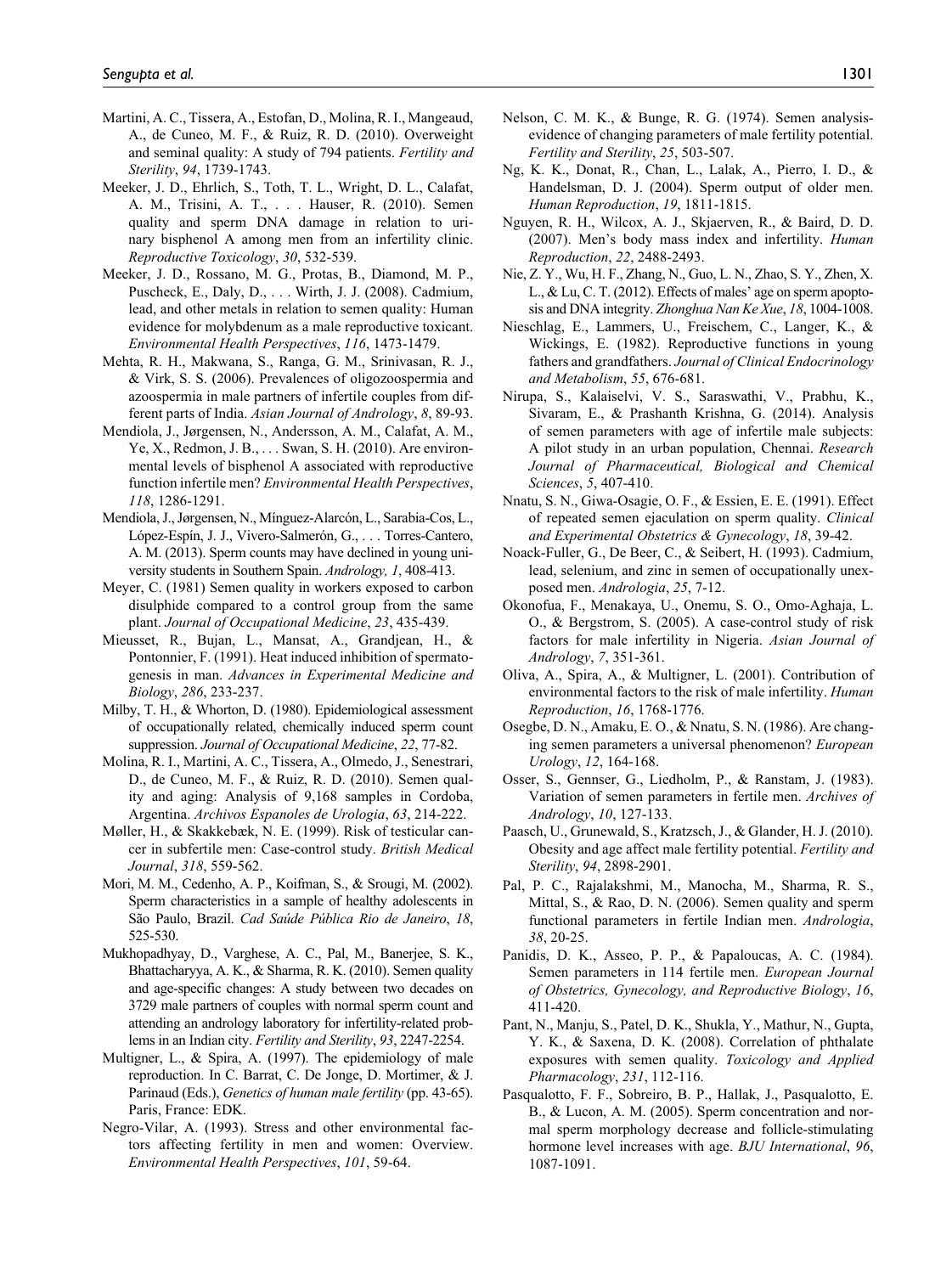Martini, A. C., Tissera, A., Estofan, D., Molina, R. I., Mangeaud, A., de Cuneo, M. F., & Ruiz, R. D. (2010). Overweight and seminal quality: A study of 794 patients. *Fertility and Sterility*, *94*, 1739-1743.

Meeker, J. D., Ehrlich, S., Toth, T. L., Wright, D. L., Calafat, A. M., Trisini, A. T., . . . Hauser, R. (2010). Semen quality and sperm DNA damage in relation to urinary bisphenol A among men from an infertility clinic. *Reproductive Toxicology*, *30*, 532-539.

Meeker, J. D., Rossano, M. G., Protas, B., Diamond, M. P., Puscheck, E., Daly, D., . . . Wirth, J. J. (2008). Cadmium, lead, and other metals in relation to semen quality: Human evidence for molybdenum as a male reproductive toxicant. *Environmental Health Perspectives*, *116*, 1473-1479.

Mehta, R. H., Makwana, S., Ranga, G. M., Srinivasan, R. J., & Virk, S. S. (2006). Prevalences of oligozoospermia and azoospermia in male partners of infertile couples from different parts of India. *Asian Journal of Andrology*, *8*, 89-93.

Mendiola, J., Jørgensen, N., Andersson, A. M., Calafat, A. M., Ye, X., Redmon, J. B., . . . Swan, S. H. (2010). Are environmental levels of bisphenol A associated with reproductive function infertile men? *Environmental Health Perspectives*, *118*, 1286-1291.

Mendiola, J., Jørgensen, N., Mínguez-Alarcón, L., Sarabia-Cos, L., López-Espín, J. J., Vivero-Salmerón, G., . . . Torres-Cantero, A. M. (2013). Sperm counts may have declined in young university students in Southern Spain. *Andrology, 1*, 408-413.

Meyer, C. (1981) Semen quality in workers exposed to carbon disulphide compared to a control group from the same plant. *Journal of Occupational Medicine*, *23*, 435-439.

Mieusset, R., Bujan, L., Mansat, A., Grandjean, H., & Pontonnier, F. (1991). Heat induced inhibition of spermatogenesis in man. *Advances in Experimental Medicine and Biology*, *286*, 233-237.

Milby, T. H., & Whorton, D. (1980). Epidemiological assessment of occupationally related, chemically induced sperm count suppression. *Journal of Occupational Medicine*, *22*, 77-82.

Molina, R. I., Martini, A. C., Tissera, A., Olmedo, J., Senestrari, D., de Cuneo, M. F., & Ruiz, R. D. (2010). Semen quality and aging: Analysis of 9,168 samples in Cordoba, Argentina. *Archivos Espanoles de Urologia*, *63*, 214-222.

Møller, H., & Skakkebæk, N. E. (1999). Risk of testicular cancer in subfertile men: Case-control study. *British Medical Journal*, *318*, 559-562.

Mori, M. M., Cedenho, A. P., Koifman, S., & Srougi, M. (2002). Sperm characteristics in a sample of healthy adolescents in São Paulo, Brazil. *Cad Saúde Pública Rio de Janeiro*, *18*, 525-530.

Mukhopadhyay, D., Varghese, A. C., Pal, M., Banerjee, S. K., Bhattacharyya, A. K., & Sharma, R. K. (2010). Semen quality and age-specific changes: A study between two decades on 3729 male partners of couples with normal sperm count and attending an andrology laboratory for infertility-related problems in an Indian city. *Fertility and Sterility*, *93*, 2247-2254.

Multigner, L., & Spira, A. (1997). The epidemiology of male reproduction. In C. Barrat, C. De Jonge, D. Mortimer, & J. Parinaud (Eds.), *Genetics of human male fertility* (pp. 43-65). Paris, France: EDK.

Negro-Vilar, A. (1993). Stress and other environmental factors affecting fertility in men and women: Overview. *Environmental Health Perspectives*, *101*, 59-64.

Nelson, C. M. K., & Bunge, R. G. (1974). Semen analysis-evidence of changing parameters of male fertility potential. *Fertility and Sterility*, *25*, 503-507.

Ng, K. K., Donat, R., Chan, L., Lalak, A., Pierro, I. D., & Handelsman, D. J. (2004). Sperm output of older men. *Human Reproduction*, *19*, 1811-1815.

Nguyen, R. H., Wilcox, A. J., Skjaerven, R., & Baird, D. D. (2007). Men's body mass index and infertility. *Human Reproduction*, *22*, 2488-2493.

Nie, Z. Y., Wu, H. F., Zhang, N., Guo, L. N., Zhao, S. Y., Zhen, X. L., & Lu, C. T. (2012). Effects of males' age on sperm apoptosis and DNA integrity. *Zhonghua Nan Ke Xue*, *18*, 1004-1008.

Nieschlag, E., Lammers, U., Freischem, C., Langer, K., & Wickings, E. (1982). Reproductive functions in young fathers and grandfathers. *Journal of Clinical Endocrinology and Metabolism*, *55*, 676-681.

Nirupa, S., Kalaiselvi, V. S., Saraswathi, V., Prabhu, K., Sivaram, E., & Prashanth Krishna, G. (2014). Analysis of semen parameters with age of infertile male subjects: A pilot study in an urban population, Chennai. *Research Journal of Pharmaceutical, Biological and Chemical Sciences*, *5*, 407-410.

Nnatu, S. N., Giwa-Osagie, O. F., & Essien, E. E. (1991). Effect of repeated semen ejaculation on sperm quality. *Clinical and Experimental Obstetrics & Gynecology*, *18*, 39-42.

Noack-Fuller, G., De Beer, C., & Seibert, H. (1993). Cadmium, lead, selenium, and zinc in semen of occupationally unexposed men. *Andrologia*, *25*, 7-12.

Okonofua, F., Menakaya, U., Onemu, S. O., Omo-Aghaja, L. O., & Bergstrom, S. (2005). A case-control study of risk factors for male infertility in Nigeria. *Asian Journal of Andrology*, *7*, 351-361.

Oliva, A., Spira, A., & Multigner, L. (2001). Contribution of environmental factors to the risk of male infertility. *Human Reproduction*, *16*, 1768-1776.

Osegbe, D. N., Amaku, E. O., & Nnatu, S. N. (1986). Are changing semen parameters a universal phenomenon? *European Urology*, *12*, 164-168.

Osser, S., Gennser, G., Liedholm, P., & Ranstam, J. (1983). Variation of semen parameters in fertile men. *Archives of Andrology*, *10*, 127-133.

Paasch, U., Grunewald, S., Kratzsch, J., & Glander, H. J. (2010). Obesity and age affect male fertility potential. *Fertility and Sterility*, *94*, 2898-2901.

Pal, P. C., Rajalakshmi, M., Manocha, M., Sharma, R. S., Mittal, S., & Rao, D. N. (2006). Semen quality and sperm functional parameters in fertile Indian men. *Andrologia*, *38*, 20-25.

Panidis, D. K., Asseo, P. P., & Papaloucas, A. C. (1984). Semen parameters in 114 fertile men. *European Journal of Obstetrics, Gynecology, and Reproductive Biology*, *16*, 411-420.

Pant, N., Manju, S., Patel, D. K., Shukla, Y., Mathur, N., Gupta, Y. K., & Saxena, D. K. (2008). Correlation of phthalate exposures with semen quality. *Toxicology and Applied Pharmacology*, *231*, 112-116.

Pasqualotto, F. F., Sobreiro, B. P., Hallak, J., Pasqualotto, E. B., & Lucon, A. M. (2005). Sperm concentration and normal sperm morphology decrease and follicle-stimulating hormone level increases with age. *BJU International*, *96*, 1087-1091.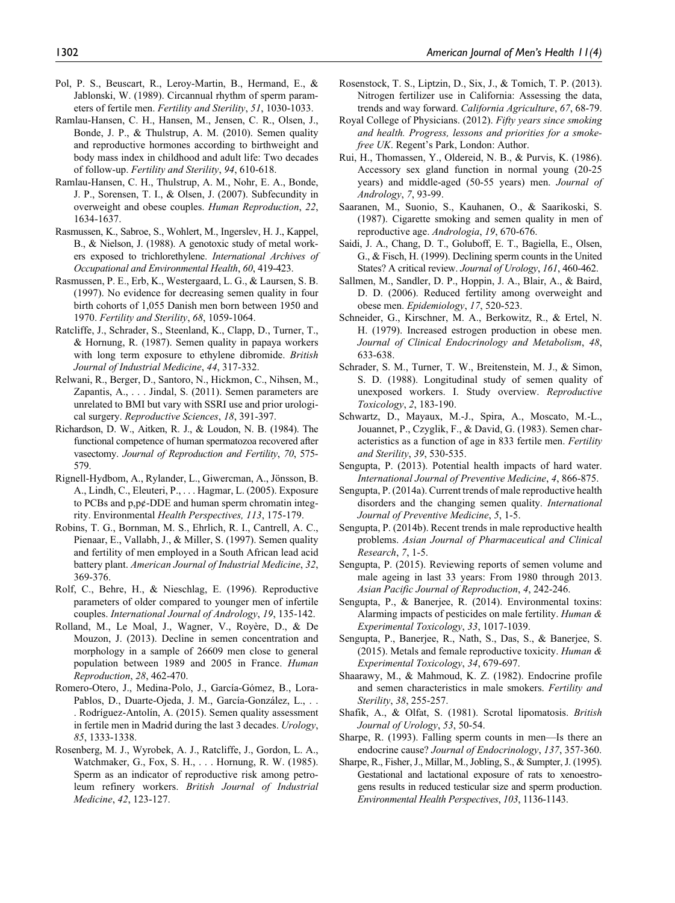Pol, P. S., Beuscart, R., Leroy-Martin, B., Hermand, E., & Jablonski, W. (1989). Circannual rhythm of sperm parameters of fertile men. *Fertility and Sterility*, *51*, 1030-1033.

Ramlau-Hansen, C. H., Hansen, M., Jensen, C. R., Olsen, J., Bonde, J. P., & Thulstrup, A. M. (2010). Semen quality and reproductive hormones according to birthweight and body mass index in childhood and adult life: Two decades of follow-up. *Fertility and Sterility*, *94*, 610-618.

Ramlau-Hansen, C. H., Thulstrup, A. M., Nohr, E. A., Bonde, J. P., Sorensen, T. I., & Olsen, J. (2007). Subfecundity in overweight and obese couples. *Human Reproduction*, *22*, 1634-1637.

Rasmussen, K., Sabroe, S., Wohlert, M., Ingerslev, H. J., Kappel, B., & Nielson, J. (1988). A genotoxic study of metal workers exposed to trichlorethylene. *International Archives of Occupational and Environmental Health*, *60*, 419-423.

Rasmussen, P. E., Erb, K., Westergaard, L. G., & Laursen, S. B. (1997). No evidence for decreasing semen quality in four birth cohorts of 1,055 Danish men born between 1950 and 1970. *Fertility and Sterility*, *68*, 1059-1064.

Ratcliffe, J., Schrader, S., Steenland, K., Clapp, D., Turner, T., & Hornung, R. (1987). Semen quality in papaya workers with long term exposure to ethylene dibromide. *British Journal of Industrial Medicine*, *44*, 317-332.

Relwani, R., Berger, D., Santoro, N., Hickmon, C., Nihsen, M., Zapantis, A., . . . Jindal, S. (2011). Semen parameters are unrelated to BMI but vary with SSRI use and prior urological surgery. *Reproductive Sciences*, *18*, 391-397.

Richardson, D. W., Aitken, R. J., & Loudon, N. B. (1984). The functional competence of human spermatozoa recovered after vasectomy. *Journal of Reproduction and Fertility*, *70*, 575-579.

Rignell-Hydbom, A., Rylander, L., Giwercman, A., Jönsson, B. A., Lindh, C., Eleuteri, P., . . . Hagmar, L. (2005). Exposure to PCBs and p,p¢-DDE and human sperm chromatin integrity. Environmental *Health Perspectives, 113*, 175-179.

Robins, T. G., Bornman, M. S., Ehrlich, R. I., Cantrell, A. C., Pienaar, E., Vallabh, J., & Miller, S. (1997). Semen quality and fertility of men employed in a South African lead acid battery plant. *American Journal of Industrial Medicine*, *32*, 369-376.

Rolf, C., Behre, H., & Nieschlag, E. (1996). Reproductive parameters of older compared to younger men of infertile couples. *International Journal of Andrology*, *19*, 135-142.

Rolland, M., Le Moal, J., Wagner, V., Royère, D., & De Mouzon, J. (2013). Decline in semen concentration and morphology in a sample of 26609 men close to general population between 1989 and 2005 in France. *Human Reproduction*, *28*, 462-470.

Romero-Otero, J., Medina-Polo, J., García-Gómez, B., Lora-Pablos, D., Duarte-Ojeda, J. M., García-González, L., . . . Rodríguez-Antolín, A. (2015). Semen quality assessment in fertile men in Madrid during the last 3 decades. *Urology*, *85*, 1333-1338.

Rosenberg, M. J., Wyrobek, A. J., Ratcliffe, J., Gordon, L. A., Watchmaker, G., Fox, S. H., . . . Hornung, R. W. (1985). Sperm as an indicator of reproductive risk among petroleum refinery workers. *British Journal of Industrial Medicine*, *42*, 123-127.

Rosenstock, T. S., Liptzin, D., Six, J., & Tomich, T. P. (2013). Nitrogen fertilizer use in California: Assessing the data, trends and way forward. *California Agriculture*, *67*, 68-79.

Royal College of Physicians. (2012). *Fifty years since smoking and health. Progress, lessons and priorities for a smoke-free UK*. Regent's Park, London: Author.

Rui, H., Thomassen, Y., Oldereid, N. B., & Purvis, K. (1986). Accessory sex gland function in normal young (20-25 years) and middle-aged (50-55 years) men. *Journal of Andrology*, *7*, 93-99.

Saaranen, M., Suonio, S., Kauhanen, O., & Saarikoski, S. (1987). Cigarette smoking and semen quality in men of reproductive age. *Andrologia*, *19*, 670-676.

Saidi, J. A., Chang, D. T., Goluboff, E. T., Bagiella, E., Olsen, G., & Fisch, H. (1999). Declining sperm counts in the United States? A critical review. *Journal of Urology*, *161*, 460-462.

Sallmen, M., Sandler, D. P., Hoppin, J. A., Blair, A., & Baird, D. D. (2006). Reduced fertility among overweight and obese men. *Epidemiology*, *17*, 520-523.

Schneider, G., Kirschner, M. A., Berkowitz, R., & Ertel, N. H. (1979). Increased estrogen production in obese men. *Journal of Clinical Endocrinology and Metabolism*, *48*, 633-638.

Schrader, S. M., Turner, T. W., Breitenstein, M. J., & Simon, S. D. (1988). Longitudinal study of semen quality of unexposed workers. I. Study overview. *Reproductive Toxicology*, *2*, 183-190.

Schwartz, D., Mayaux, M.-J., Spira, A., Moscato, M.-L., Jouannet, P., Czyglik, F., & David, G. (1983). Semen characteristics as a function of age in 833 fertile men. *Fertility and Sterility*, *39*, 530-535.

Sengupta, P. (2013). Potential health impacts of hard water. *International Journal of Preventive Medicine*, *4*, 866-875.

Sengupta, P. (2014a). Current trends of male reproductive health disorders and the changing semen quality. *International Journal of Preventive Medicine*, *5*, 1-5.

Sengupta, P. (2014b). Recent trends in male reproductive health problems. *Asian Journal of Pharmaceutical and Clinical Research*, *7*, 1-5.

Sengupta, P. (2015). Reviewing reports of semen volume and male ageing in last 33 years: From 1980 through 2013. *Asian Pacific Journal of Reproduction*, *4*, 242-246.

Sengupta, P., & Banerjee, R. (2014). Environmental toxins: Alarming impacts of pesticides on male fertility. *Human & Experimental Toxicology*, *33*, 1017-1039.

Sengupta, P., Banerjee, R., Nath, S., Das, S., & Banerjee, S. (2015). Metals and female reproductive toxicity. *Human & Experimental Toxicology*, *34*, 679-697.

Shaarawy, M., & Mahmoud, K. Z. (1982). Endocrine profile and semen characteristics in male smokers. *Fertility and Sterility*, *38*, 255-257.

Shafik, A., & Olfat, S. (1981). Scrotal lipomatosis. *British Journal of Urology*, *53*, 50-54.

Sharpe, R. (1993). Falling sperm counts in men—Is there an endocrine cause? *Journal of Endocrinology*, *137*, 357-360.

Sharpe, R., Fisher, J., Millar, M., Jobling, S., & Sumpter, J. (1995). Gestational and lactational exposure of rats to xenoestrogens results in reduced testicular size and sperm production. *Environmental Health Perspectives*, *103*, 1136-1143.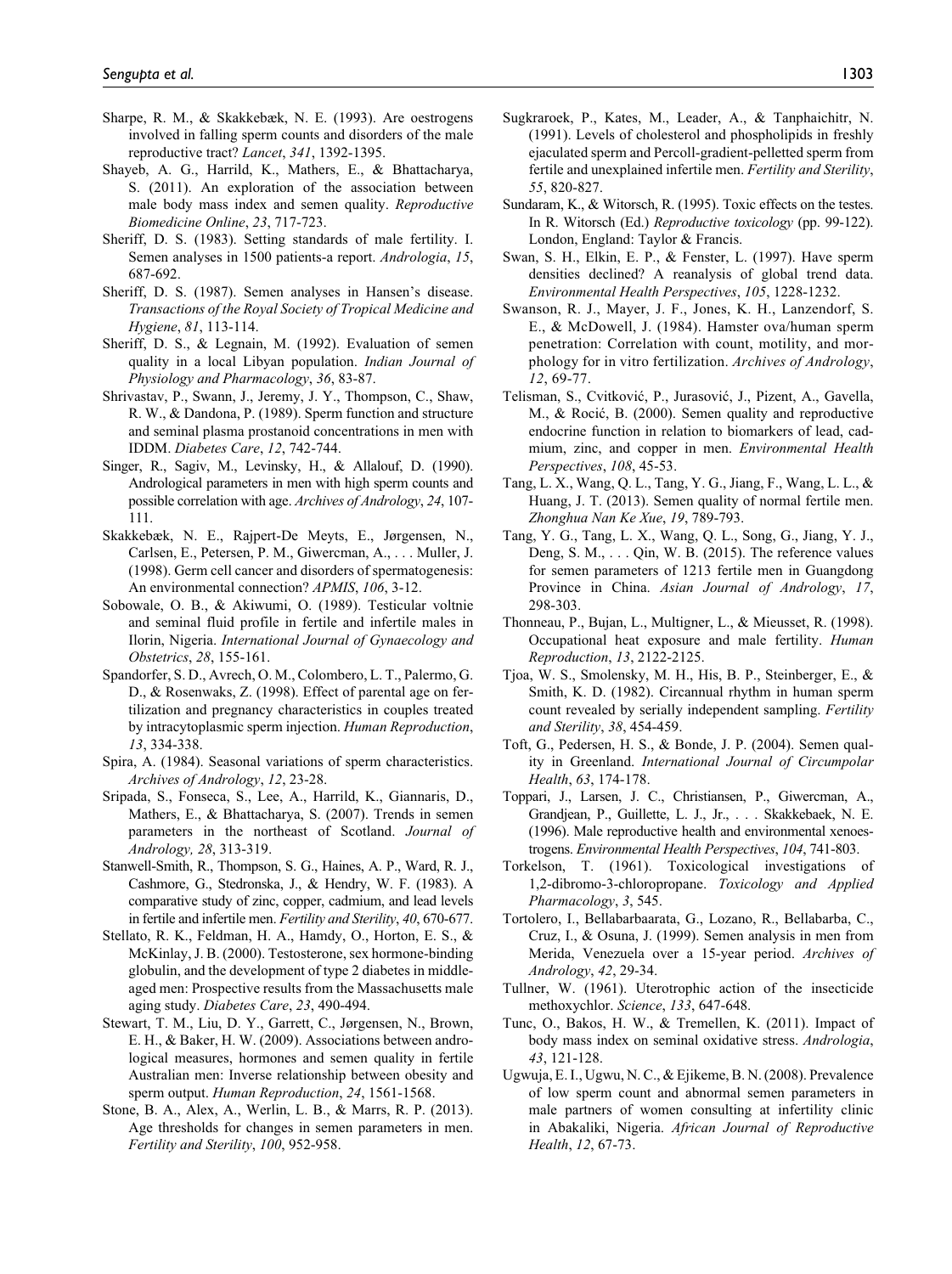Sharpe, R. M., & Skakkebæk, N. E. (1993). Are oestrogens involved in falling sperm counts and disorders of the male reproductive tract? *Lancet*, *341*, 1392-1395.

Shayeb, A. G., Harrild, K., Mathers, E., & Bhattacharya, S. (2011). An exploration of the association between male body mass index and semen quality. *Reproductive Biomedicine Online*, *23*, 717-723.

Sheriff, D. S. (1983). Setting standards of male fertility. I. Semen analyses in 1500 patients-a report. *Andrologia*, *15*, 687-692.

Sheriff, D. S. (1987). Semen analyses in Hansen's disease. *Transactions of the Royal Society of Tropical Medicine and Hygiene*, *81*, 113-114.

Sheriff, D. S., & Legnain, M. (1992). Evaluation of semen quality in a local Libyan population. *Indian Journal of Physiology and Pharmacology*, *36*, 83-87.

Shrivastav, P., Swann, J., Jeremy, J. Y., Thompson, C., Shaw, R. W., & Dandona, P. (1989). Sperm function and structure and seminal plasma prostanoid concentrations in men with IDDM. *Diabetes Care*, *12*, 742-744.

Singer, R., Sagiv, M., Levinsky, H., & Allalouf, D. (1990). Andrological parameters in men with high sperm counts and possible correlation with age. *Archives of Andrology*, *24*, 107-111.

Skakkebæk, N. E., Rajpert-De Meyts, E., Jørgensen, N., Carlsen, E., Petersen, P. M., Giwercman, A., . . . Muller, J. (1998). Germ cell cancer and disorders of spermatogenesis: An environmental connection? *APMIS*, *106*, 3-12.

Sobowale, O. B., & Akiwumi, O. (1989). Testicular voltnie and seminal fluid profile in fertile and infertile males in Ilorin, Nigeria. *International Journal of Gynaecology and Obstetrics*, *28*, 155-161.

Spandorfer, S. D., Avrech, O. M., Colombero, L. T., Palermo, G. D., & Rosenwaks, Z. (1998). Effect of parental age on fertilization and pregnancy characteristics in couples treated by intracytoplasmic sperm injection. *Human Reproduction*, *13*, 334-338.

Spira, A. (1984). Seasonal variations of sperm characteristics. *Archives of Andrology*, *12*, 23-28.

Sripada, S., Fonseca, S., Lee, A., Harrild, K., Giannaris, D., Mathers, E., & Bhattacharya, S. (2007). Trends in semen parameters in the northeast of Scotland. *Journal of Andrology, 28*, 313-319.

Stanwell-Smith, R., Thompson, S. G., Haines, A. P., Ward, R. J., Cashmore, G., Stedronska, J., & Hendry, W. F. (1983). A comparative study of zinc, copper, cadmium, and lead levels in fertile and infertile men. *Fertility and Sterility*, *40*, 670-677.

Stellato, R. K., Feldman, H. A., Hamdy, O., Horton, E. S., & McKinlay, J. B. (2000). Testosterone, sex hormone-binding globulin, and the development of type 2 diabetes in middle-aged men: Prospective results from the Massachusetts male aging study. *Diabetes Care*, *23*, 490-494.

Stewart, T. M., Liu, D. Y., Garrett, C., Jørgensen, N., Brown, E. H., & Baker, H. W. (2009). Associations between andrological measures, hormones and semen quality in fertile Australian men: Inverse relationship between obesity and sperm output. *Human Reproduction*, *24*, 1561-1568.

Stone, B. A., Alex, A., Werlin, L. B., & Marrs, R. P. (2013). Age thresholds for changes in semen parameters in men. *Fertility and Sterility*, *100*, 952-958.

Sugkraroek, P., Kates, M., Leader, A., & Tanphaichitr, N. (1991). Levels of cholesterol and phospholipids in freshly ejaculated sperm and Percoll-gradient-pelletted sperm from fertile and unexplained infertile men. *Fertility and Sterility*, *55*, 820-827.

Sundaram, K., & Witorsch, R. (1995). Toxic effects on the testes. In R. Witorsch (Ed.) *Reproductive toxicology* (pp. 99-122). London, England: Taylor & Francis.

Swan, S. H., Elkin, E. P., & Fenster, L. (1997). Have sperm densities declined? A reanalysis of global trend data. *Environmental Health Perspectives*, *105*, 1228-1232.

Swanson, R. J., Mayer, J. F., Jones, K. H., Lanzendorf, S. E., & McDowell, J. (1984). Hamster ova/human sperm penetration: Correlation with count, motility, and morphology for in vitro fertilization. *Archives of Andrology*, *12*, 69-77.

Telisman, S., Cvitković, P., Jurasović, J., Pizent, A., Gavella, M., & Rocić, B. (2000). Semen quality and reproductive endocrine function in relation to biomarkers of lead, cadmium, zinc, and copper in men. *Environmental Health Perspectives*, *108*, 45-53.

Tang, L. X., Wang, Q. L., Tang, Y. G., Jiang, F., Wang, L. L., & Huang, J. T. (2013). Semen quality of normal fertile men. *Zhonghua Nan Ke Xue*, *19*, 789-793.

Tang, Y. G., Tang, L. X., Wang, Q. L., Song, G., Jiang, Y. J., Deng, S. M., . . . Qin, W. B. (2015). The reference values for semen parameters of 1213 fertile men in Guangdong Province in China. *Asian Journal of Andrology*, *17*, 298-303.

Thonneau, P., Bujan, L., Multigner, L., & Mieusset, R. (1998). Occupational heat exposure and male fertility. *Human Reproduction*, *13*, 2122-2125.

Tjoa, W. S., Smolensky, M. H., His, B. P., Steinberger, E., & Smith, K. D. (1982). Circannual rhythm in human sperm count revealed by serially independent sampling. *Fertility and Sterility*, *38*, 454-459.

Toft, G., Pedersen, H. S., & Bonde, J. P. (2004). Semen quality in Greenland. *International Journal of Circumpolar Health*, *63*, 174-178.

Toppari, J., Larsen, J. C., Christiansen, P., Giwercman, A., Grandjean, P., Guillette, L. J., Jr., . . . Skakkebaek, N. E. (1996). Male reproductive health and environmental xenoestrogens. *Environmental Health Perspectives*, *104*, 741-803.

Torkelson, T. (1961). Toxicological investigations of 1,2-dibromo-3-chloropropane. *Toxicology and Applied Pharmacology*, *3*, 545.

Tortolero, I., Bellabarbaarata, G., Lozano, R., Bellabarba, C., Cruz, I., & Osuna, J. (1999). Semen analysis in men from Merida, Venezuela over a 15-year period. *Archives of Andrology*, *42*, 29-34.

Tullner, W. (1961). Uterotrophic action of the insecticide methoxychlor. *Science*, *133*, 647-648.

Tunc, O., Bakos, H. W., & Tremellen, K. (2011). Impact of body mass index on seminal oxidative stress. *Andrologia*, *43*, 121-128.

Ugwuja, E. I., Ugwu, N. C., & Ejikeme, B. N. (2008). Prevalence of low sperm count and abnormal semen parameters in male partners of women consulting at infertility clinic in Abakaliki, Nigeria. *African Journal of Reproductive Health*, *12*, 67-73.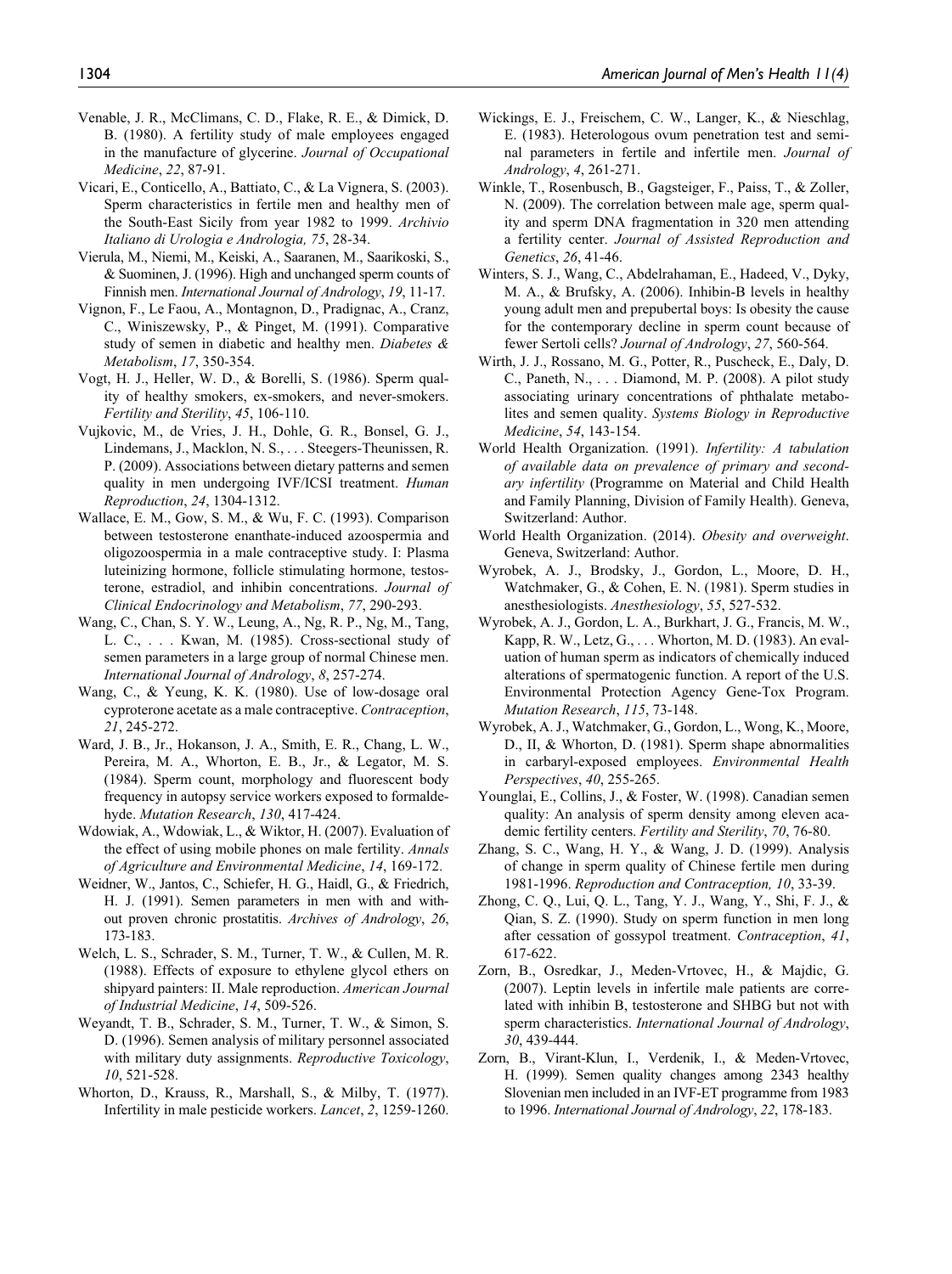Venable, J. R., McClimans, C. D., Flake, R. E., & Dimick, D. B. (1980). A fertility study of male employees engaged in the manufacture of glycerine. *Journal of Occupational Medicine*, *22*, 87-91.

Vicari, E., Conticello, A., Battiato, C., & La Vignera, S. (2003). Sperm characteristics in fertile men and healthy men of the South-East Sicily from year 1982 to 1999. *Archivio Italiano di Urologia e Andrologia, 75*, 28-34.

Vierula, M., Niemi, M., Keiski, A., Saaranen, M., Saarikoski, S., & Suominen, J. (1996). High and unchanged sperm counts of Finnish men. *International Journal of Andrology*, *19*, 11-17.

Vignon, F., Le Faou, A., Montagnon, D., Pradignac, A., Cranz, C., Winiszewsky, P., & Pinget, M. (1991). Comparative study of semen in diabetic and healthy men. *Diabetes & Metabolism*, *17*, 350-354.

Vogt, H. J., Heller, W. D., & Borelli, S. (1986). Sperm quality of healthy smokers, ex-smokers, and never-smokers. *Fertility and Sterility*, *45*, 106-110.

Vujkovic, M., de Vries, J. H., Dohle, G. R., Bonsel, G. J., Lindemans, J., Macklon, N. S., . . . Steegers-Theunissen, R. P. (2009). Associations between dietary patterns and semen quality in men undergoing IVF/ICSI treatment. *Human Reproduction*, *24*, 1304-1312.

Wallace, E. M., Gow, S. M., & Wu, F. C. (1993). Comparison between testosterone enanthate-induced azoospermia and oligozoospermia in a male contraceptive study. I: Plasma luteinizing hormone, follicle stimulating hormone, testosterone, estradiol, and inhibin concentrations. *Journal of Clinical Endocrinology and Metabolism*, *77*, 290-293.

Wang, C., Chan, S. Y. W., Leung, A., Ng, R. P., Ng, M., Tang, L. C., . . . Kwan, M. (1985). Cross-sectional study of semen parameters in a large group of normal Chinese men. *International Journal of Andrology*, *8*, 257-274.

Wang, C., & Yeung, K. K. (1980). Use of low-dosage oral cyproterone acetate as a male contraceptive. *Contraception*, *21*, 245-272.

Ward, J. B., Jr., Hokanson, J. A., Smith, E. R., Chang, L. W., Pereira, M. A., Whorton, E. B., Jr., & Legator, M. S. (1984). Sperm count, morphology and fluorescent body frequency in autopsy service workers exposed to formaldehyde. *Mutation Research*, *130*, 417-424.

Wdowiak, A., Wdowiak, L., & Wiktor, H. (2007). Evaluation of the effect of using mobile phones on male fertility. *Annals of Agriculture and Environmental Medicine*, *14*, 169-172.

Weidner, W., Jantos, C., Schiefer, H. G., Haidl, G., & Friedrich, H. J. (1991). Semen parameters in men with and without proven chronic prostatitis. *Archives of Andrology*, *26*, 173-183.

Welch, L. S., Schrader, S. M., Turner, T. W., & Cullen, M. R. (1988). Effects of exposure to ethylene glycol ethers on shipyard painters: II. Male reproduction. *American Journal of Industrial Medicine*, *14*, 509-526.

Weyandt, T. B., Schrader, S. M., Turner, T. W., & Simon, S. D. (1996). Semen analysis of military personnel associated with military duty assignments. *Reproductive Toxicology*, *10*, 521-528.

Whorton, D., Krauss, R., Marshall, S., & Milby, T. (1977). Infertility in male pesticide workers. *Lancet*, *2*, 1259-1260.

Wickings, E. J., Freischem, C. W., Langer, K., & Nieschlag, E. (1983). Heterologous ovum penetration test and seminal parameters in fertile and infertile men. *Journal of Andrology*, *4*, 261-271.

Winkle, T., Rosenbusch, B., Gagsteiger, F., Paiss, T., & Zoller, N. (2009). The correlation between male age, sperm quality and sperm DNA fragmentation in 320 men attending a fertility center. *Journal of Assisted Reproduction and Genetics*, *26*, 41-46.

Winters, S. J., Wang, C., Abdelrahaman, E., Hadeed, V., Dyky, M. A., & Brufsky, A. (2006). Inhibin-B levels in healthy young adult men and prepubertal boys: Is obesity the cause for the contemporary decline in sperm count because of fewer Sertoli cells? *Journal of Andrology*, *27*, 560-564.

Wirth, J. J., Rossano, M. G., Potter, R., Puscheck, E., Daly, D. C., Paneth, N., . . . Diamond, M. P. (2008). A pilot study associating urinary concentrations of phthalate metabolites and semen quality. *Systems Biology in Reproductive Medicine*, *54*, 143-154.

World Health Organization. (1991). *Infertility: A tabulation of available data on prevalence of primary and secondary infertility* (Programme on Material and Child Health and Family Planning, Division of Family Health). Geneva, Switzerland: Author.

World Health Organization. (2014). *Obesity and overweight*. Geneva, Switzerland: Author.

Wyrobek, A. J., Brodsky, J., Gordon, L., Moore, D. H., Watchmaker, G., & Cohen, E. N. (1981). Sperm studies in anesthesiologists. *Anesthesiology*, *55*, 527-532.

Wyrobek, A. J., Gordon, L. A., Burkhart, J. G., Francis, M. W., Kapp, R. W., Letz, G., . . . Whorton, M. D. (1983). An evaluation of human sperm as indicators of chemically induced alterations of spermatogenic function. A report of the U.S. Environmental Protection Agency Gene-Tox Program. *Mutation Research*, *115*, 73-148.

Wyrobek, A. J., Watchmaker, G., Gordon, L., Wong, K., Moore, D., II, & Whorton, D. (1981). Sperm shape abnormalities in carbaryl-exposed employees. *Environmental Health Perspectives*, *40*, 255-265.

Younglai, E., Collins, J., & Foster, W. (1998). Canadian semen quality: An analysis of sperm density among eleven academic fertility centers. *Fertility and Sterility*, *70*, 76-80.

Zhang, S. C., Wang, H. Y., & Wang, J. D. (1999). Analysis of change in sperm quality of Chinese fertile men during 1981-1996. *Reproduction and Contraception, 10*, 33-39.

Zhong, C. Q., Lui, Q. L., Tang, Y. J., Wang, Y., Shi, F. J., & Qian, S. Z. (1990). Study on sperm function in men long after cessation of gossypol treatment. *Contraception*, *41*, 617-622.

Zorn, B., Osredkar, J., Meden-Vrtovec, H., & Majdic, G. (2007). Leptin levels in infertile male patients are correlated with inhibin B, testosterone and SHBG but not with sperm characteristics. *International Journal of Andrology*, *30*, 439-444.

Zorn, B., Virant-Klun, I., Verdenik, I., & Meden-Vrtovec, H. (1999). Semen quality changes among 2343 healthy Slovenian men included in an IVF-ET programme from 1983 to 1996. *International Journal of Andrology*, *22*, 178-183.